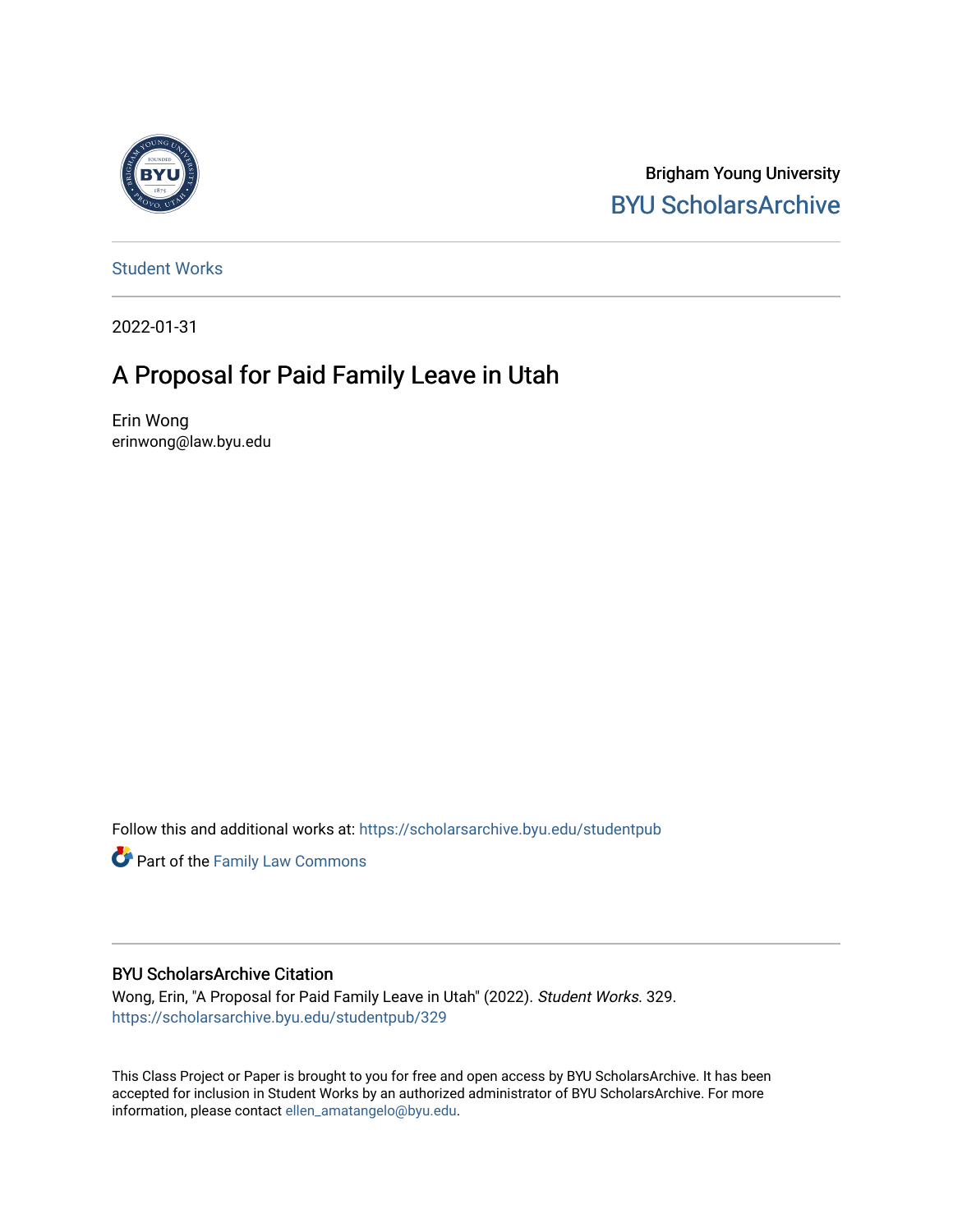Brigham Young University

BYU ScholarsArchive

Student Works

2022-01-31

# A Proposal for Paid Family Leave in Utah

Erin Wong
erinwong@law.byu.edu

Follow this and additional works at: https://scholarsarchive.byu.edu/studentpub

Part of the Family Law Commons

## BYU ScholarsArchive Citation

Wong, Erin, "A Proposal for Paid Family Leave in Utah" (2022). *Student Works*. 329.
https://scholarsarchive.byu.edu/studentpub/329

This Class Project or Paper is brought to you for free and open access by BYU ScholarsArchive. It has been accepted for inclusion in Student Works by an authorized administrator of BYU ScholarsArchive. For more information, please contact ellen_amatangelo@byu.edu.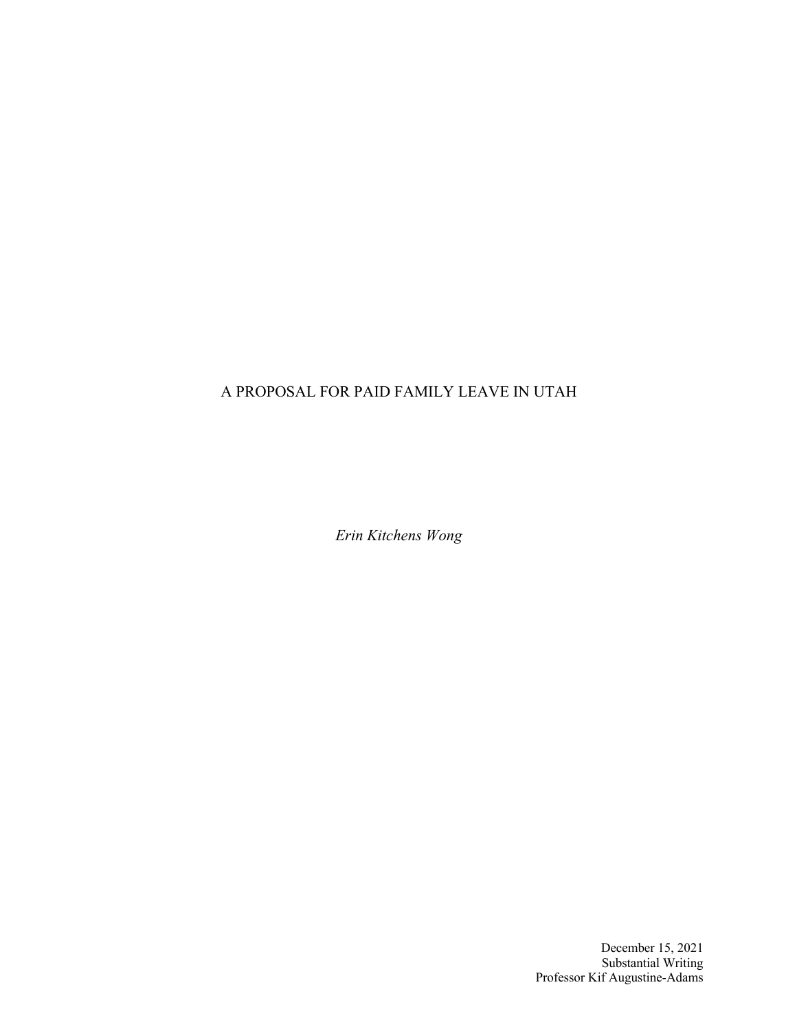# A PROPOSAL FOR PAID FAMILY LEAVE IN UTAH

*Erin Kitchens Wong*

December 15, 2021
Substantial Writing
Professor Kif Augustine-Adams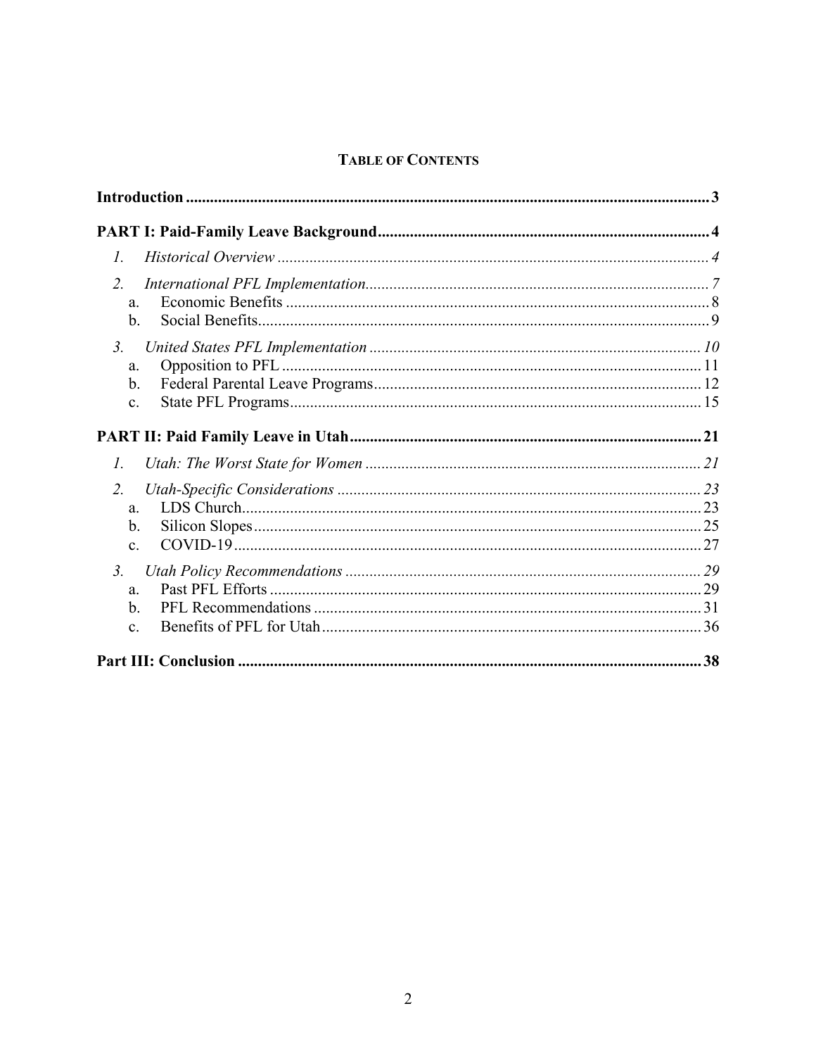**TABLE OF CONTENTS**

**Introduction** .......... **3**

**PART I: Paid-Family Leave Background** .......... **4**

*1. Historical Overview* .......... *4*

*2. International PFL Implementation* .......... *7*
   a. Economic Benefits .......... 8
   b. Social Benefits .......... 9

*3. United States PFL Implementation* .......... *10*
   a. Opposition to PFL .......... 11
   b. Federal Parental Leave Programs .......... 12
   c. State PFL Programs .......... 15

**PART II: Paid Family Leave in Utah** .......... **21**

*1. Utah: The Worst State for Women* .......... *21*

*2. Utah-Specific Considerations* .......... *23*
   a. LDS Church .......... 23
   b. Silicon Slopes .......... 25
   c. COVID-19 .......... 27

*3. Utah Policy Recommendations* .......... *29*
   a. Past PFL Efforts .......... 29
   b. PFL Recommendations .......... 31
   c. Benefits of PFL for Utah .......... 36

**Part III: Conclusion** .......... **38**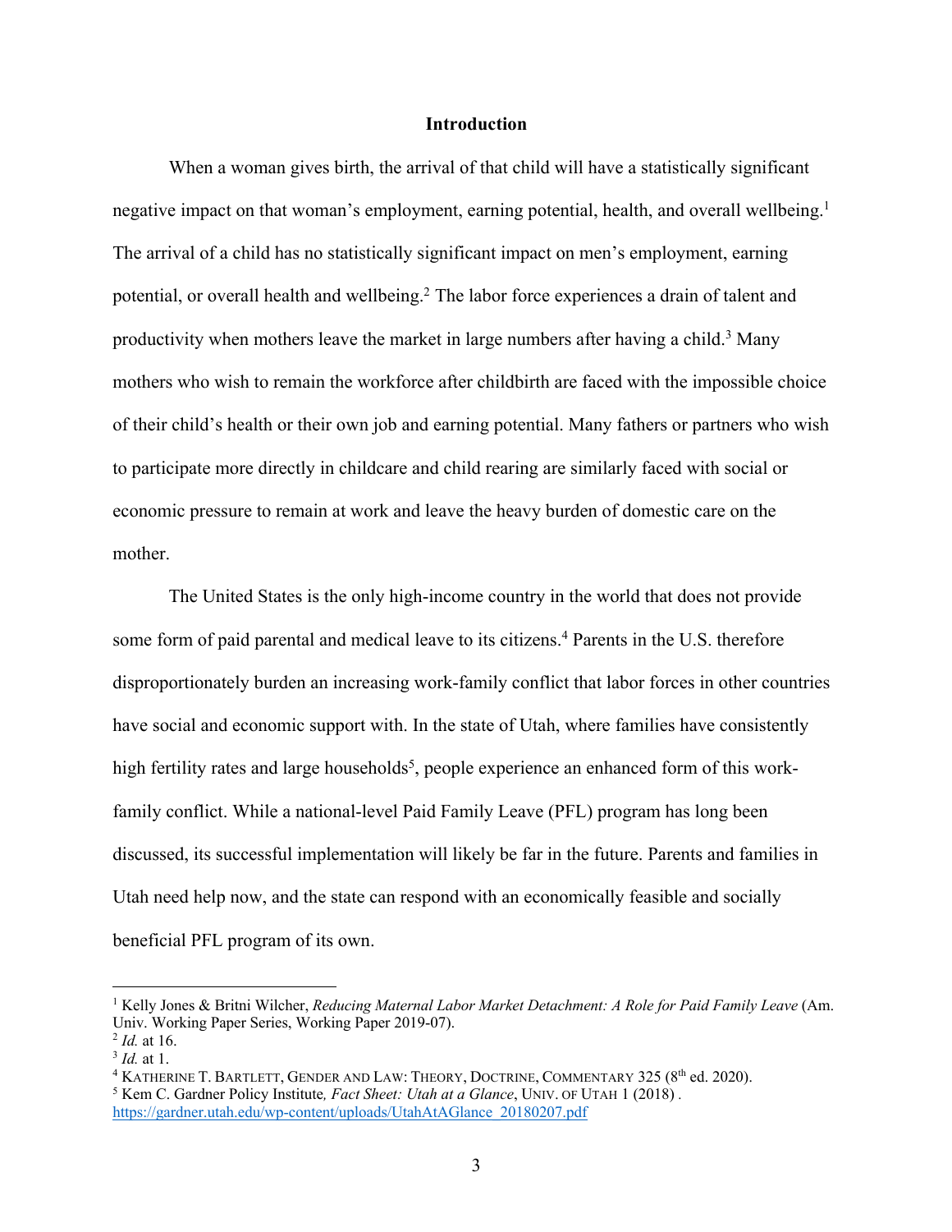## Introduction

When a woman gives birth, the arrival of that child will have a statistically significant negative impact on that woman's employment, earning potential, health, and overall wellbeing.[1] The arrival of a child has no statistically significant impact on men's employment, earning potential, or overall health and wellbeing.[2] The labor force experiences a drain of talent and productivity when mothers leave the market in large numbers after having a child.[3] Many mothers who wish to remain the workforce after childbirth are faced with the impossible choice of their child's health or their own job and earning potential. Many fathers or partners who wish to participate more directly in childcare and child rearing are similarly faced with social or economic pressure to remain at work and leave the heavy burden of domestic care on the mother.

The United States is the only high-income country in the world that does not provide some form of paid parental and medical leave to its citizens.[4] Parents in the U.S. therefore disproportionately burden an increasing work-family conflict that labor forces in other countries have social and economic support with. In the state of Utah, where families have consistently high fertility rates and large households[5], people experience an enhanced form of this work-family conflict. While a national-level Paid Family Leave (PFL) program has long been discussed, its successful implementation will likely be far in the future. Parents and families in Utah need help now, and the state can respond with an economically feasible and socially beneficial PFL program of its own.

---

[1] Kelly Jones & Britni Wilcher, *Reducing Maternal Labor Market Detachment: A Role for Paid Family Leave* (Am. Univ. Working Paper Series, Working Paper 2019-07).

[2] *Id.* at 16.

[3] *Id.* at 1.

[4] KATHERINE T. BARTLETT, GENDER AND LAW: THEORY, DOCTRINE, COMMENTARY 325 (8th ed. 2020).

[5] Kem C. Gardner Policy Institute*, Fact Sheet: Utah at a Glance*, UNIV. OF UTAH 1 (2018). https://gardner.utah.edu/wp-content/uploads/UtahAtAGlance_20180207.pdf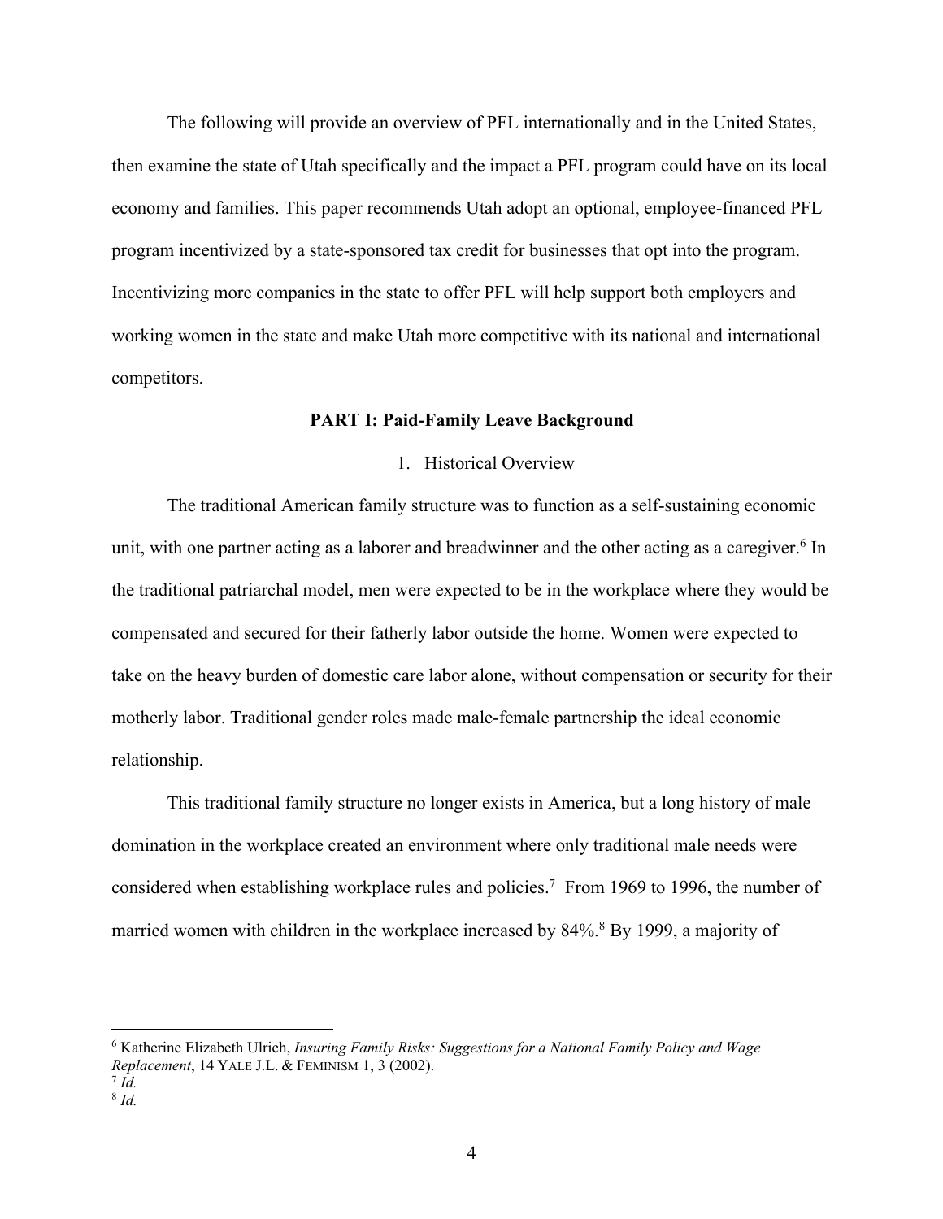The following will provide an overview of PFL internationally and in the United States, then examine the state of Utah specifically and the impact a PFL program could have on its local economy and families. This paper recommends Utah adopt an optional, employee-financed PFL program incentivized by a state-sponsored tax credit for businesses that opt into the program. Incentivizing more companies in the state to offer PFL will help support both employers and working women in the state and make Utah more competitive with its national and international competitors.

## PART I: Paid-Family Leave Background

### 1. Historical Overview

The traditional American family structure was to function as a self-sustaining economic unit, with one partner acting as a laborer and breadwinner and the other acting as a caregiver.[6] In the traditional patriarchal model, men were expected to be in the workplace where they would be compensated and secured for their fatherly labor outside the home. Women were expected to take on the heavy burden of domestic care labor alone, without compensation or security for their motherly labor. Traditional gender roles made male-female partnership the ideal economic relationship.

This traditional family structure no longer exists in America, but a long history of male domination in the workplace created an environment where only traditional male needs were considered when establishing workplace rules and policies.[7] From 1969 to 1996, the number of married women with children in the workplace increased by 84%.[8] By 1999, a majority of

---

[6] Katherine Elizabeth Ulrich, *Insuring Family Risks: Suggestions for a National Family Policy and Wage Replacement*, 14 YALE J.L. & FEMINISM 1, 3 (2002).

[7] *Id.*

[8] *Id.*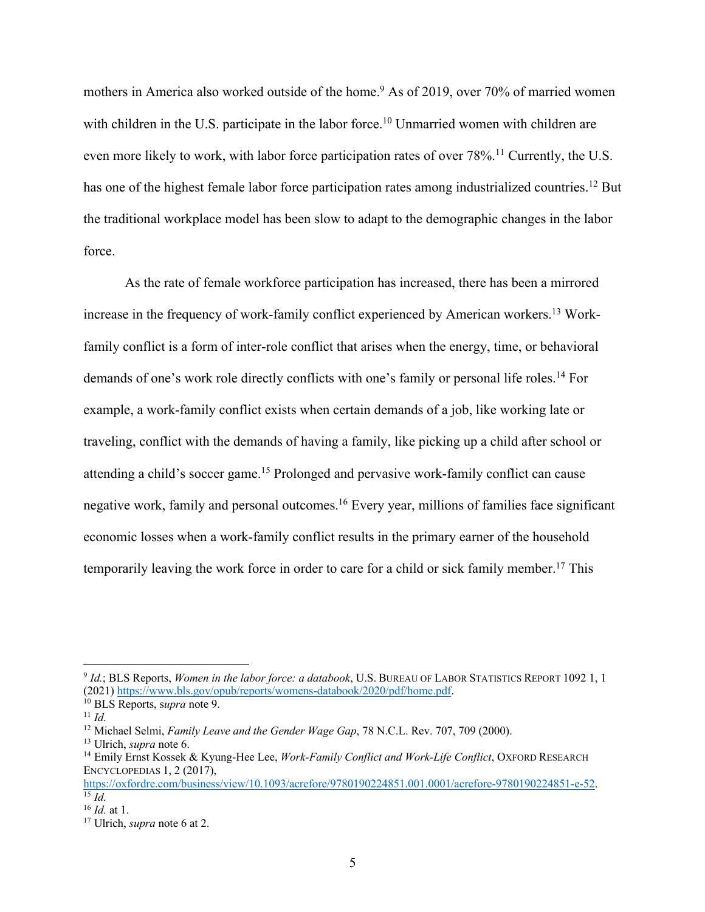mothers in America also worked outside of the home.[9] As of 2019, over 70% of married women with children in the U.S. participate in the labor force.[10] Unmarried women with children are even more likely to work, with labor force participation rates of over 78%.[11] Currently, the U.S. has one of the highest female labor force participation rates among industrialized countries.[12] But the traditional workplace model has been slow to adapt to the demographic changes in the labor force.

As the rate of female workforce participation has increased, there has been a mirrored increase in the frequency of work-family conflict experienced by American workers.[13] Work-family conflict is a form of inter-role conflict that arises when the energy, time, or behavioral demands of one's work role directly conflicts with one's family or personal life roles.[14] For example, a work-family conflict exists when certain demands of a job, like working late or traveling, conflict with the demands of having a family, like picking up a child after school or attending a child's soccer game.[15] Prolonged and pervasive work-family conflict can cause negative work, family and personal outcomes.[16] Every year, millions of families face significant economic losses when a work-family conflict results in the primary earner of the household temporarily leaving the work force in order to care for a child or sick family member.[17] This

---

[9] *Id.*; BLS Reports, *Women in the labor force: a databook*, U.S. BUREAU OF LABOR STATISTICS REPORT 1092 1, 1 (2021) https://www.bls.gov/opub/reports/womens-databook/2020/pdf/home.pdf.

[10] BLS Reports, s*upra* note 9.

[11] *Id.*

[12] Michael Selmi, *Family Leave and the Gender Wage Gap*, 78 N.C.L. Rev. 707, 709 (2000).

[13] Ulrich, *supra* note 6.

[14] Emily Ernst Kossek & Kyung-Hee Lee, *Work-Family Conflict and Work-Life Conflict*, OXFORD RESEARCH ENCYCLOPEDIAS 1, 2 (2017), https://oxfordre.com/business/view/10.1093/acrefore/9780190224851.001.0001/acrefore-9780190224851-e-52.

[15] *Id.*

[16] *Id.* at 1.

[17] Ulrich, *supra* note 6 at 2.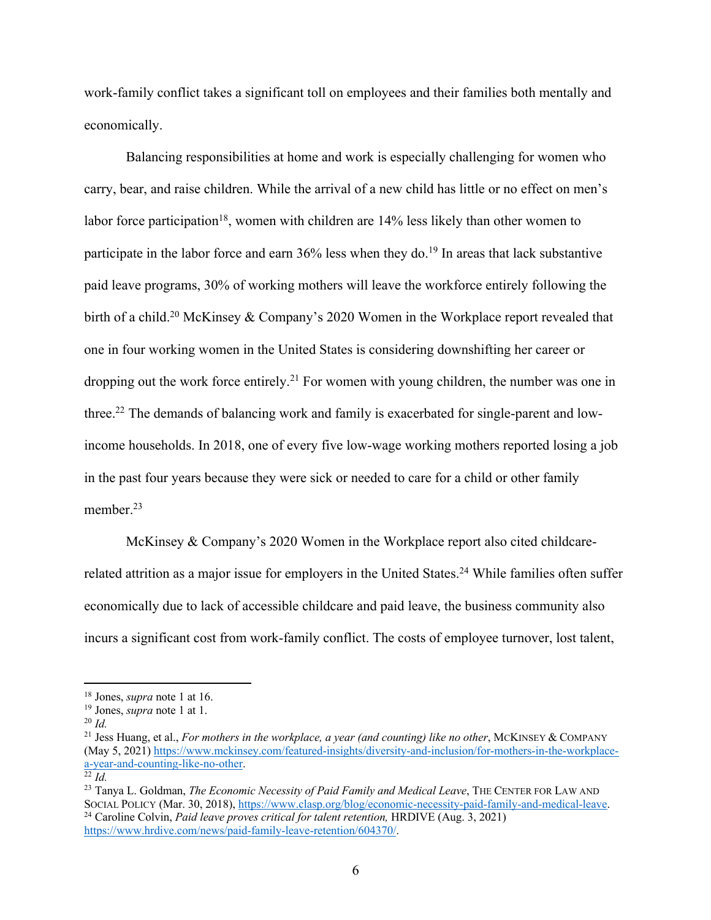work-family conflict takes a significant toll on employees and their families both mentally and economically.

Balancing responsibilities at home and work is especially challenging for women who carry, bear, and raise children. While the arrival of a new child has little or no effect on men's labor force participation[18], women with children are 14% less likely than other women to participate in the labor force and earn 36% less when they do.[19] In areas that lack substantive paid leave programs, 30% of working mothers will leave the workforce entirely following the birth of a child.[20] McKinsey & Company's 2020 Women in the Workplace report revealed that one in four working women in the United States is considering downshifting her career or dropping out the work force entirely.[21] For women with young children, the number was one in three.[22] The demands of balancing work and family is exacerbated for single-parent and low-income households. In 2018, one of every five low-wage working mothers reported losing a job in the past four years because they were sick or needed to care for a child or other family member.[23]

McKinsey & Company's 2020 Women in the Workplace report also cited childcare-related attrition as a major issue for employers in the United States.[24] While families often suffer economically due to lack of accessible childcare and paid leave, the business community also incurs a significant cost from work-family conflict. The costs of employee turnover, lost talent,

---

[18] Jones, *supra* note 1 at 16.
[19] Jones, *supra* note 1 at 1.
[20] *Id.*
[21] Jess Huang, et al., *For mothers in the workplace, a year (and counting) like no other*, MCKINSEY & COMPANY (May 5, 2021) https://www.mckinsey.com/featured-insights/diversity-and-inclusion/for-mothers-in-the-workplace-a-year-and-counting-like-no-other.
[22] *Id.*
[23] Tanya L. Goldman, *The Economic Necessity of Paid Family and Medical Leave*, THE CENTER FOR LAW AND SOCIAL POLICY (Mar. 30, 2018), https://www.clasp.org/blog/economic-necessity-paid-family-and-medical-leave.
[24] Caroline Colvin, *Paid leave proves critical for talent retention,* HRDIVE (Aug. 3, 2021) https://www.hrdive.com/news/paid-family-leave-retention/604370/.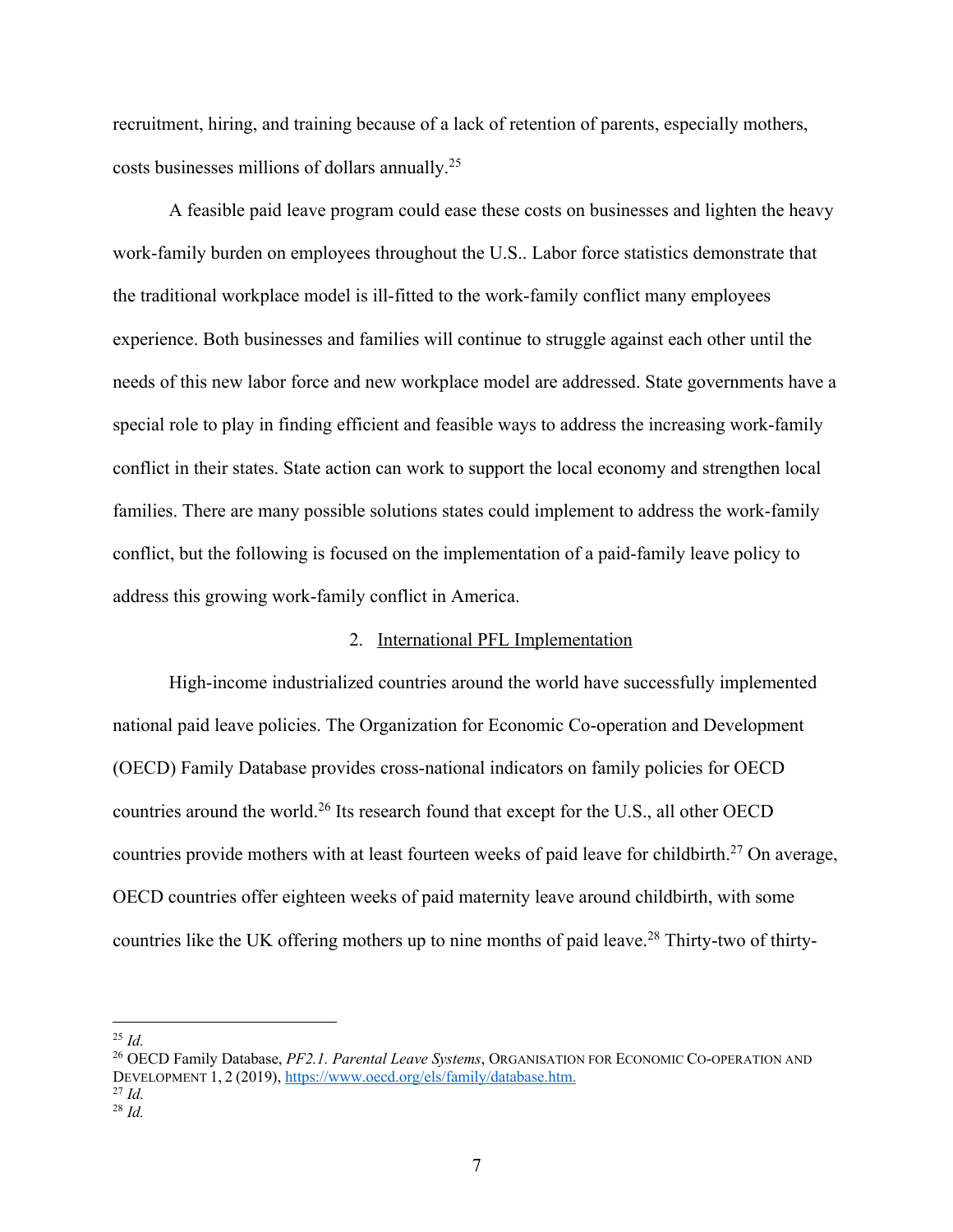recruitment, hiring, and training because of a lack of retention of parents, especially mothers, costs businesses millions of dollars annually.[25]

A feasible paid leave program could ease these costs on businesses and lighten the heavy work-family burden on employees throughout the U.S.. Labor force statistics demonstrate that the traditional workplace model is ill-fitted to the work-family conflict many employees experience. Both businesses and families will continue to struggle against each other until the needs of this new labor force and new workplace model are addressed. State governments have a special role to play in finding efficient and feasible ways to address the increasing work-family conflict in their states. State action can work to support the local economy and strengthen local families. There are many possible solutions states could implement to address the work-family conflict, but the following is focused on the implementation of a paid-family leave policy to address this growing work-family conflict in America.

### 2. International PFL Implementation

High-income industrialized countries around the world have successfully implemented national paid leave policies. The Organization for Economic Co-operation and Development (OECD) Family Database provides cross-national indicators on family policies for OECD countries around the world.[26] Its research found that except for the U.S., all other OECD countries provide mothers with at least fourteen weeks of paid leave for childbirth.[27] On average, OECD countries offer eighteen weeks of paid maternity leave around childbirth, with some countries like the UK offering mothers up to nine months of paid leave.[28] Thirty-two of thirty-

---

[25] *Id.*

[26] OECD Family Database, *PF2.1. Parental Leave Systems*, ORGANISATION FOR ECONOMIC CO-OPERATION AND DEVELOPMENT 1, 2 (2019), https://www.oecd.org/els/family/database.htm.

[27] *Id.*

[28] *Id.*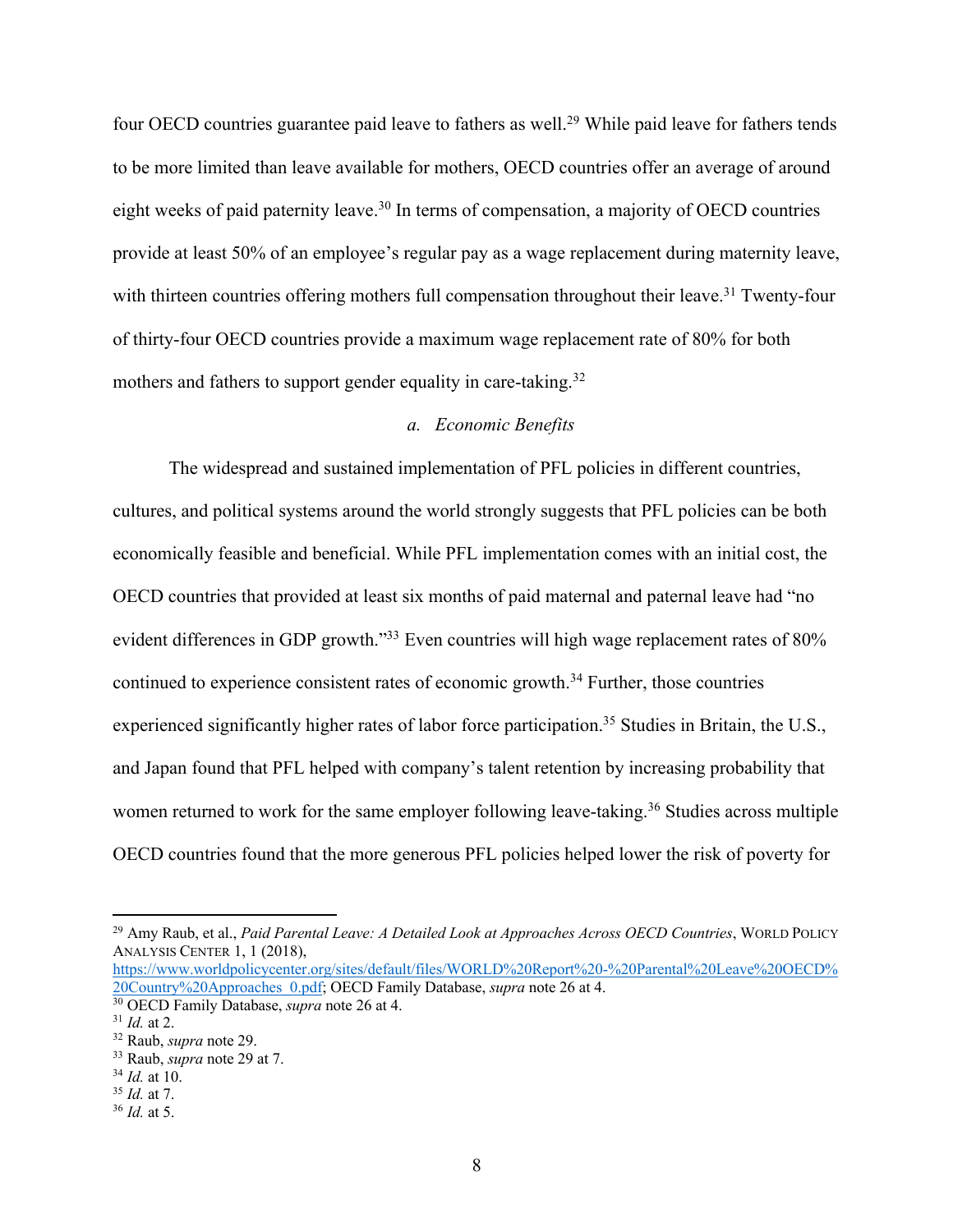four OECD countries guarantee paid leave to fathers as well.[29] While paid leave for fathers tends to be more limited than leave available for mothers, OECD countries offer an average of around eight weeks of paid paternity leave.[30] In terms of compensation, a majority of OECD countries provide at least 50% of an employee's regular pay as a wage replacement during maternity leave, with thirteen countries offering mothers full compensation throughout their leave.[31] Twenty-four of thirty-four OECD countries provide a maximum wage replacement rate of 80% for both mothers and fathers to support gender equality in care-taking.[32]

### *a. Economic Benefits*

The widespread and sustained implementation of PFL policies in different countries, cultures, and political systems around the world strongly suggests that PFL policies can be both economically feasible and beneficial. While PFL implementation comes with an initial cost, the OECD countries that provided at least six months of paid maternal and paternal leave had "no evident differences in GDP growth."[33] Even countries will high wage replacement rates of 80% continued to experience consistent rates of economic growth.[34] Further, those countries experienced significantly higher rates of labor force participation.[35] Studies in Britain, the U.S., and Japan found that PFL helped with company's talent retention by increasing probability that women returned to work for the same employer following leave-taking.[36] Studies across multiple OECD countries found that the more generous PFL policies helped lower the risk of poverty for

---

[29] Amy Raub, et al., *Paid Parental Leave: A Detailed Look at Approaches Across OECD Countries*, WORLD POLICY ANALYSIS CENTER 1, 1 (2018), https://www.worldpolicycenter.org/sites/default/files/WORLD%20Report%20-%20Parental%20Leave%20OECD%20Country%20Approaches_0.pdf; OECD Family Database, *supra* note 26 at 4.

[30] OECD Family Database, *supra* note 26 at 4.

[31] *Id.* at 2.

[32] Raub, *supra* note 29.

[33] Raub, *supra* note 29 at 7.

[34] *Id.* at 10.

[35] *Id.* at 7.

[36] *Id.* at 5.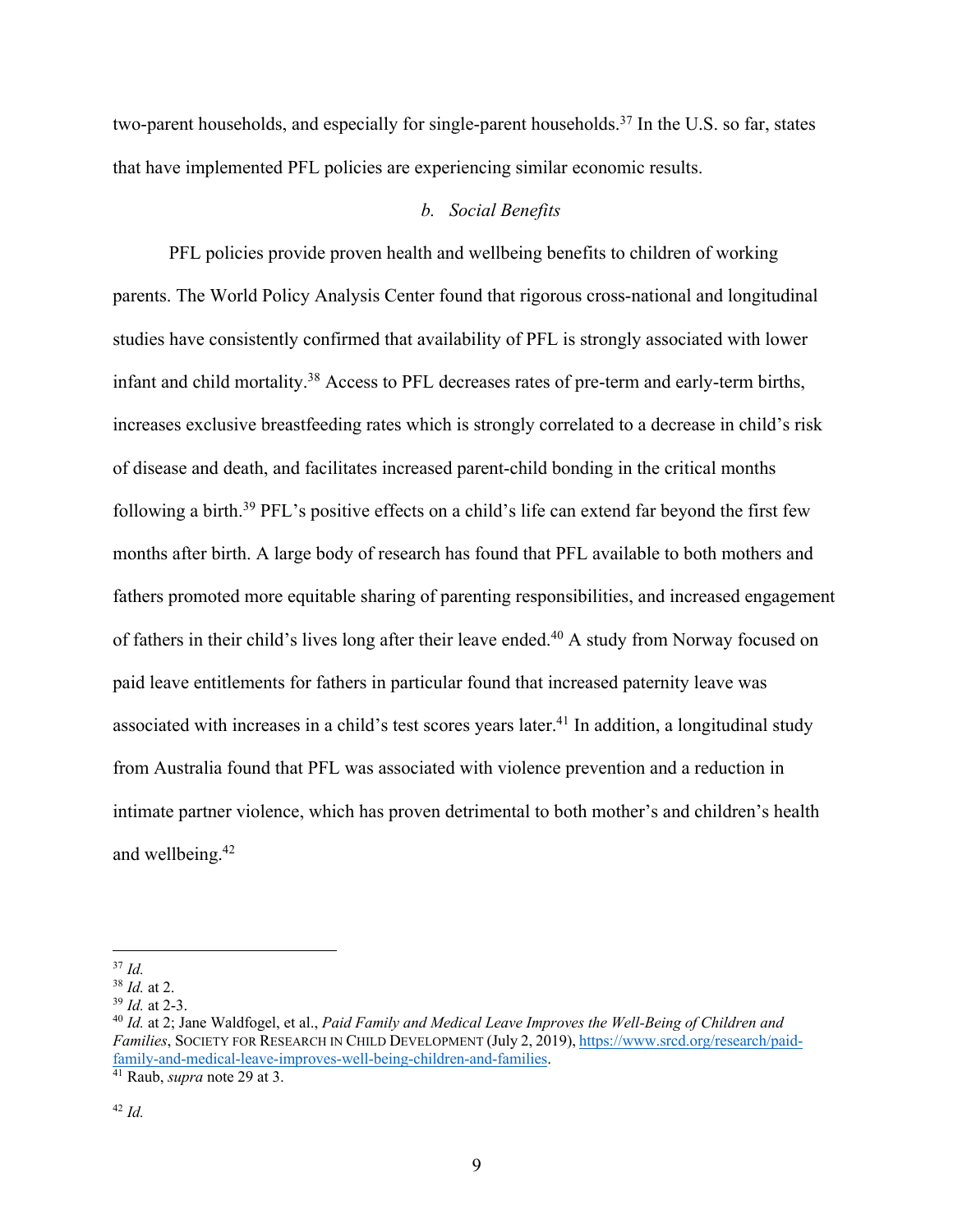two-parent households, and especially for single-parent households.[37] In the U.S. so far, states that have implemented PFL policies are experiencing similar economic results.

### *b. Social Benefits*

PFL policies provide proven health and wellbeing benefits to children of working parents. The World Policy Analysis Center found that rigorous cross-national and longitudinal studies have consistently confirmed that availability of PFL is strongly associated with lower infant and child mortality.[38] Access to PFL decreases rates of pre-term and early-term births, increases exclusive breastfeeding rates which is strongly correlated to a decrease in child's risk of disease and death, and facilitates increased parent-child bonding in the critical months following a birth.[39] PFL's positive effects on a child's life can extend far beyond the first few months after birth. A large body of research has found that PFL available to both mothers and fathers promoted more equitable sharing of parenting responsibilities, and increased engagement of fathers in their child's lives long after their leave ended.[40] A study from Norway focused on paid leave entitlements for fathers in particular found that increased paternity leave was associated with increases in a child's test scores years later.[41] In addition, a longitudinal study from Australia found that PFL was associated with violence prevention and a reduction in intimate partner violence, which has proven detrimental to both mother's and children's health and wellbeing.[42]

---

[37] *Id.*

[38] *Id.* at 2.

[39] *Id.* at 2-3.

[40] *Id.* at 2; Jane Waldfogel, et al., *Paid Family and Medical Leave Improves the Well-Being of Children and Families*, SOCIETY FOR RESEARCH IN CHILD DEVELOPMENT (July 2, 2019), https://www.srcd.org/research/paid-family-and-medical-leave-improves-well-being-children-and-families.

[41] Raub, *supra* note 29 at 3.

[42] *Id.*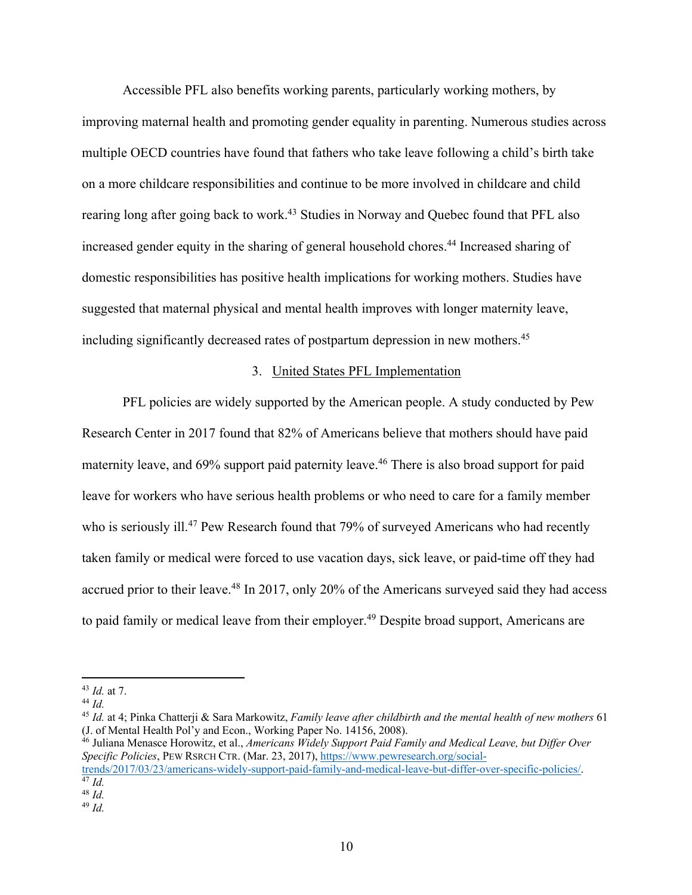Accessible PFL also benefits working parents, particularly working mothers, by improving maternal health and promoting gender equality in parenting. Numerous studies across multiple OECD countries have found that fathers who take leave following a child's birth take on a more childcare responsibilities and continue to be more involved in childcare and child rearing long after going back to work.[43] Studies in Norway and Quebec found that PFL also increased gender equity in the sharing of general household chores.[44] Increased sharing of domestic responsibilities has positive health implications for working mothers. Studies have suggested that maternal physical and mental health improves with longer maternity leave, including significantly decreased rates of postpartum depression in new mothers.[45]

### 3. United States PFL Implementation

PFL policies are widely supported by the American people. A study conducted by Pew Research Center in 2017 found that 82% of Americans believe that mothers should have paid maternity leave, and 69% support paid paternity leave.[46] There is also broad support for paid leave for workers who have serious health problems or who need to care for a family member who is seriously ill.[47] Pew Research found that 79% of surveyed Americans who had recently taken family or medical were forced to use vacation days, sick leave, or paid-time off they had accrued prior to their leave.[48] In 2017, only 20% of the Americans surveyed said they had access to paid family or medical leave from their employer.[49] Despite broad support, Americans are

---

[43] *Id.* at 7.

[44] *Id.*

[45] *Id.* at 4; Pinka Chatterji & Sara Markowitz, *Family leave after childbirth and the mental health of new mothers* 61 (J. of Mental Health Pol'y and Econ., Working Paper No. 14156, 2008).

[46] Juliana Menasce Horowitz, et al., *Americans Widely Support Paid Family and Medical Leave, but Differ Over Specific Policies*, PEW RSRCH CTR. (Mar. 23, 2017), https://www.pewresearch.org/social-trends/2017/03/23/americans-widely-support-paid-family-and-medical-leave-but-differ-over-specific-policies/.

[47] *Id.*

[48] *Id.*

[49] *Id.*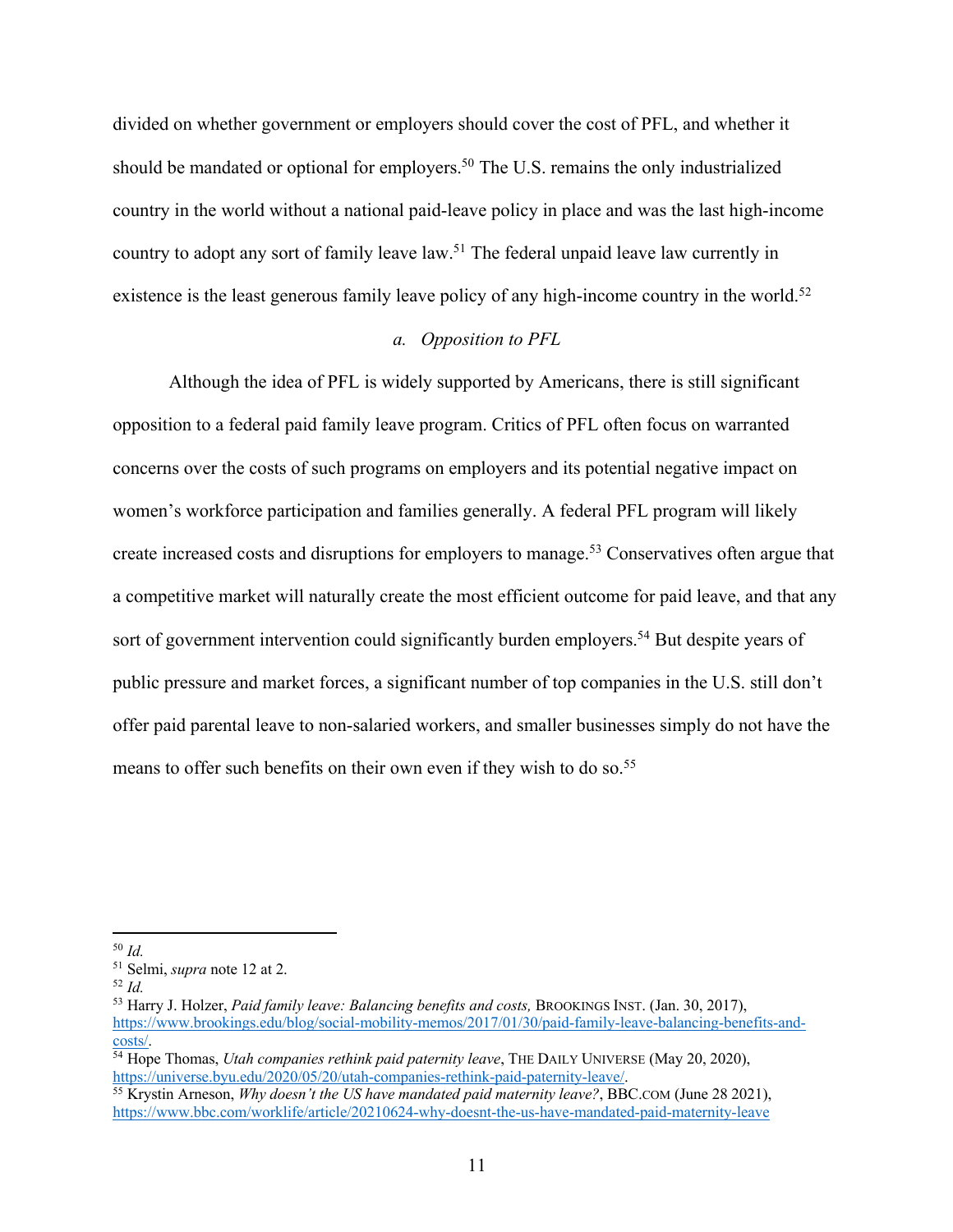divided on whether government or employers should cover the cost of PFL, and whether it should be mandated or optional for employers.[50] The U.S. remains the only industrialized country in the world without a national paid-leave policy in place and was the last high-income country to adopt any sort of family leave law.[51] The federal unpaid leave law currently in existence is the least generous family leave policy of any high-income country in the world.[52]

### *a. Opposition to PFL*

Although the idea of PFL is widely supported by Americans, there is still significant opposition to a federal paid family leave program. Critics of PFL often focus on warranted concerns over the costs of such programs on employers and its potential negative impact on women's workforce participation and families generally. A federal PFL program will likely create increased costs and disruptions for employers to manage.[53] Conservatives often argue that a competitive market will naturally create the most efficient outcome for paid leave, and that any sort of government intervention could significantly burden employers.[54] But despite years of public pressure and market forces, a significant number of top companies in the U.S. still don't offer paid parental leave to non-salaried workers, and smaller businesses simply do not have the means to offer such benefits on their own even if they wish to do so.[55]

---

[50] *Id.*

[51] Selmi, *supra* note 12 at 2.

[52] *Id.*

[53] Harry J. Holzer, *Paid family leave: Balancing benefits and costs,* BROOKINGS INST. (Jan. 30, 2017), https://www.brookings.edu/blog/social-mobility-memos/2017/01/30/paid-family-leave-balancing-benefits-and-costs/.

[54] Hope Thomas, *Utah companies rethink paid paternity leave*, THE DAILY UNIVERSE (May 20, 2020), https://universe.byu.edu/2020/05/20/utah-companies-rethink-paid-paternity-leave/.

[55] Krystin Arneson, *Why doesn't the US have mandated paid maternity leave?*, BBC.COM (June 28 2021), https://www.bbc.com/worklife/article/20210624-why-doesnt-the-us-have-mandated-paid-maternity-leave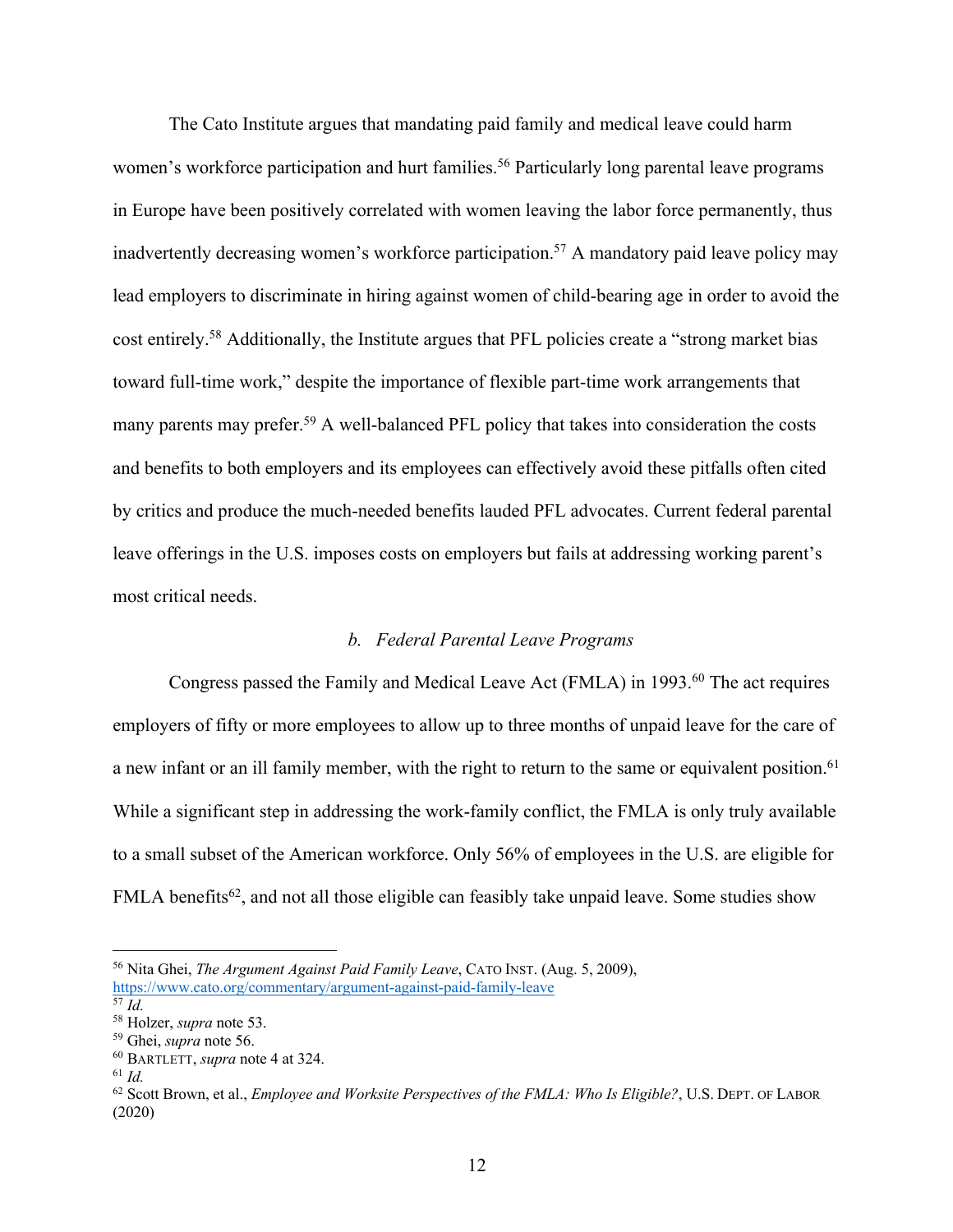The Cato Institute argues that mandating paid family and medical leave could harm women's workforce participation and hurt families.[56] Particularly long parental leave programs in Europe have been positively correlated with women leaving the labor force permanently, thus inadvertently decreasing women's workforce participation.[57] A mandatory paid leave policy may lead employers to discriminate in hiring against women of child-bearing age in order to avoid the cost entirely.[58] Additionally, the Institute argues that PFL policies create a "strong market bias toward full-time work," despite the importance of flexible part-time work arrangements that many parents may prefer.[59] A well-balanced PFL policy that takes into consideration the costs and benefits to both employers and its employees can effectively avoid these pitfalls often cited by critics and produce the much-needed benefits lauded PFL advocates. Current federal parental leave offerings in the U.S. imposes costs on employers but fails at addressing working parent's most critical needs.

### *b. Federal Parental Leave Programs*

Congress passed the Family and Medical Leave Act (FMLA) in 1993.[60] The act requires employers of fifty or more employees to allow up to three months of unpaid leave for the care of a new infant or an ill family member, with the right to return to the same or equivalent position.[61] While a significant step in addressing the work-family conflict, the FMLA is only truly available to a small subset of the American workforce. Only 56% of employees in the U.S. are eligible for FMLA benefits[62], and not all those eligible can feasibly take unpaid leave. Some studies show

---

[56] Nita Ghei, *The Argument Against Paid Family Leave*, CATO INST. (Aug. 5, 2009), https://www.cato.org/commentary/argument-against-paid-family-leave

[57] *Id.*

[58] Holzer, *supra* note 53.

[59] Ghei, *supra* note 56.

[60] BARTLETT, *supra* note 4 at 324.

[61] *Id.*

[62] Scott Brown, et al., *Employee and Worksite Perspectives of the FMLA: Who Is Eligible?*, U.S. DEPT. OF LABOR (2020)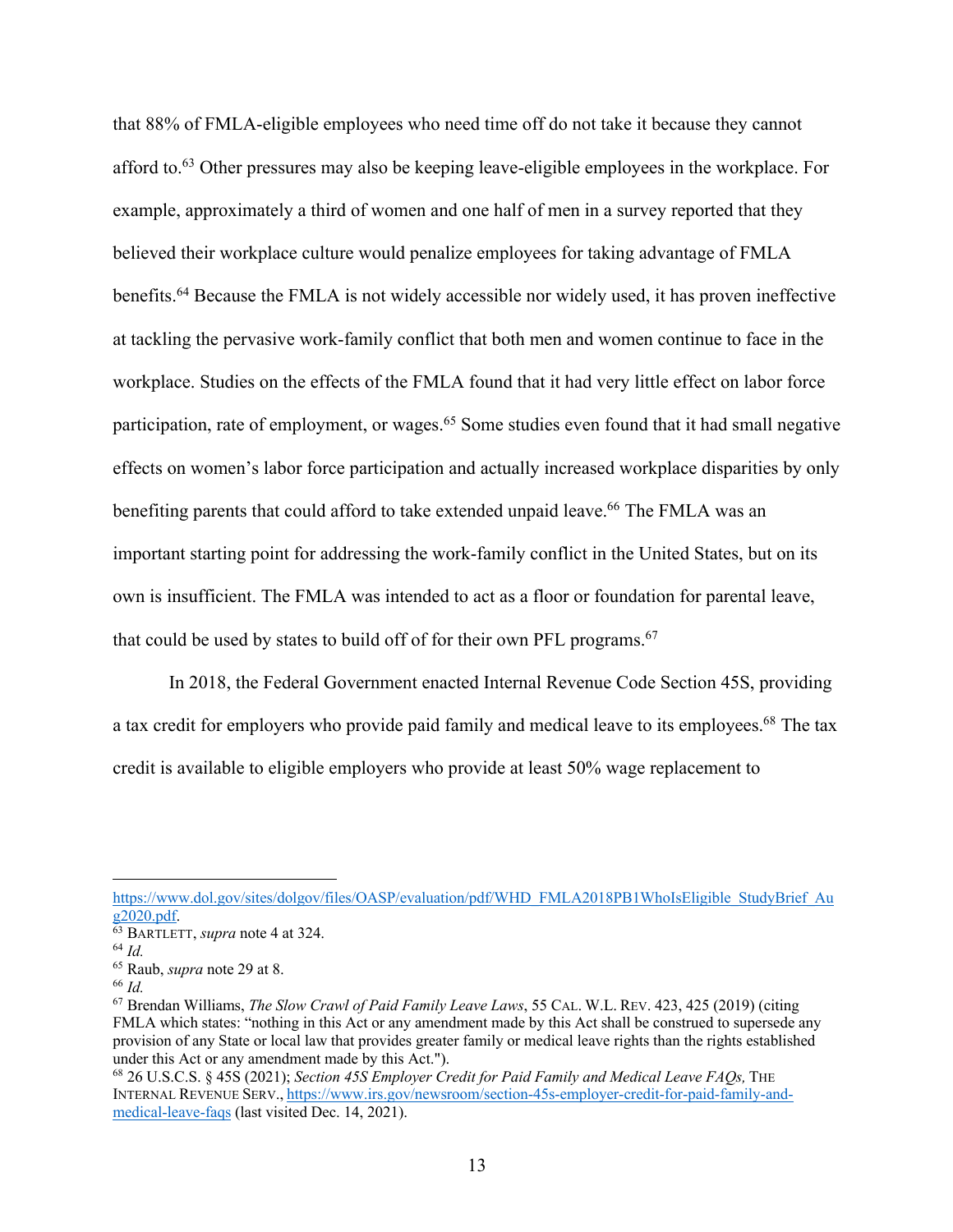that 88% of FMLA-eligible employees who need time off do not take it because they cannot afford to.[63] Other pressures may also be keeping leave-eligible employees in the workplace. For example, approximately a third of women and one half of men in a survey reported that they believed their workplace culture would penalize employees for taking advantage of FMLA benefits.[64] Because the FMLA is not widely accessible nor widely used, it has proven ineffective at tackling the pervasive work-family conflict that both men and women continue to face in the workplace. Studies on the effects of the FMLA found that it had very little effect on labor force participation, rate of employment, or wages.[65] Some studies even found that it had small negative effects on women's labor force participation and actually increased workplace disparities by only benefiting parents that could afford to take extended unpaid leave.[66] The FMLA was an important starting point for addressing the work-family conflict in the United States, but on its own is insufficient. The FMLA was intended to act as a floor or foundation for parental leave, that could be used by states to build off of for their own PFL programs.[67]

In 2018, the Federal Government enacted Internal Revenue Code Section 45S, providing a tax credit for employers who provide paid family and medical leave to its employees.[68] The tax credit is available to eligible employers who provide at least 50% wage replacement to

---

https://www.dol.gov/sites/dolgov/files/OASP/evaluation/pdf/WHD_FMLA2018PB1WhoIsEligible_StudyBrief_Aug2020.pdf.

[63] BARTLETT, *supra* note 4 at 324.

[64] *Id.*

[65] Raub, *supra* note 29 at 8.

[66] *Id.*

[67] Brendan Williams, *The Slow Crawl of Paid Family Leave Laws*, 55 CAL. W.L. REV. 423, 425 (2019) (citing FMLA which states: "nothing in this Act or any amendment made by this Act shall be construed to supersede any provision of any State or local law that provides greater family or medical leave rights than the rights established under this Act or any amendment made by this Act.").

[68] 26 U.S.C.S. § 45S (2021); *Section 45S Employer Credit for Paid Family and Medical Leave FAQs,* THE INTERNAL REVENUE SERV., https://www.irs.gov/newsroom/section-45s-employer-credit-for-paid-family-and-medical-leave-faqs (last visited Dec. 14, 2021).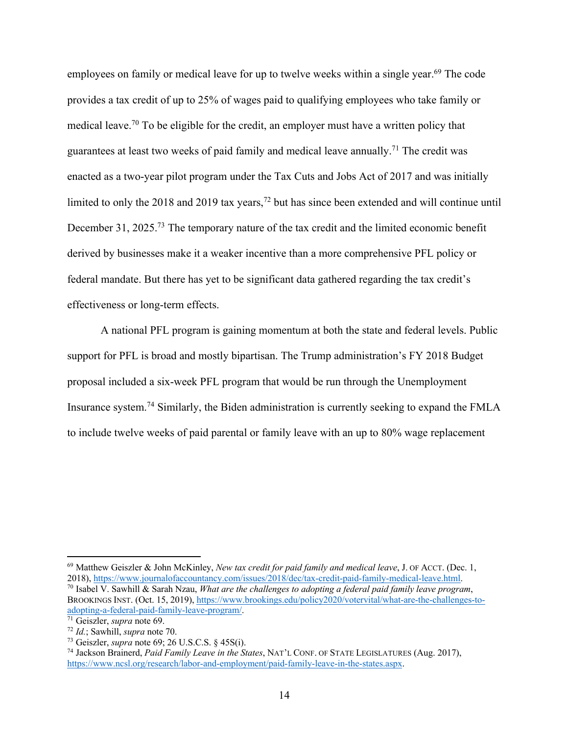employees on family or medical leave for up to twelve weeks within a single year.[69] The code provides a tax credit of up to 25% of wages paid to qualifying employees who take family or medical leave.[70] To be eligible for the credit, an employer must have a written policy that guarantees at least two weeks of paid family and medical leave annually.[71] The credit was enacted as a two-year pilot program under the Tax Cuts and Jobs Act of 2017 and was initially limited to only the 2018 and 2019 tax years,[72] but has since been extended and will continue until December 31, 2025.[73] The temporary nature of the tax credit and the limited economic benefit derived by businesses make it a weaker incentive than a more comprehensive PFL policy or federal mandate. But there has yet to be significant data gathered regarding the tax credit's effectiveness or long-term effects.

A national PFL program is gaining momentum at both the state and federal levels. Public support for PFL is broad and mostly bipartisan. The Trump administration's FY 2018 Budget proposal included a six-week PFL program that would be run through the Unemployment Insurance system.[74] Similarly, the Biden administration is currently seeking to expand the FMLA to include twelve weeks of paid parental or family leave with an up to 80% wage replacement

---

[69] Matthew Geiszler & John McKinley, *New tax credit for paid family and medical leave*, J. OF ACCT. (Dec. 1, 2018), https://www.journalofaccountancy.com/issues/2018/dec/tax-credit-paid-family-medical-leave.html.

[70] Isabel V. Sawhill & Sarah Nzau, *What are the challenges to adopting a federal paid family leave program*, BROOKINGS INST. (Oct. 15, 2019), https://www.brookings.edu/policy2020/votervital/what-are-the-challenges-to-adopting-a-federal-paid-family-leave-program/.

[71] Geiszler, *supra* note 69.

[72] *Id.*; Sawhill, *supra* note 70.

[73] Geiszler, *supra* note 69; 26 U.S.C.S. § 45S(i).

[74] Jackson Brainerd, *Paid Family Leave in the States*, NAT'L CONF. OF STATE LEGISLATURES (Aug. 2017), https://www.ncsl.org/research/labor-and-employment/paid-family-leave-in-the-states.aspx.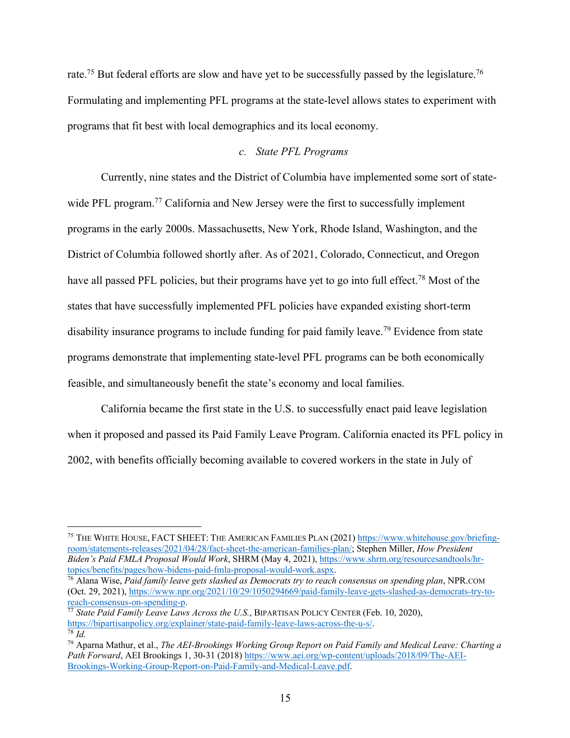rate.[75] But federal efforts are slow and have yet to be successfully passed by the legislature.[76] Formulating and implementing PFL programs at the state-level allows states to experiment with programs that fit best with local demographics and its local economy.

### *c. State PFL Programs*

Currently, nine states and the District of Columbia have implemented some sort of state-wide PFL program.[77] California and New Jersey were the first to successfully implement programs in the early 2000s. Massachusetts, New York, Rhode Island, Washington, and the District of Columbia followed shortly after. As of 2021, Colorado, Connecticut, and Oregon have all passed PFL policies, but their programs have yet to go into full effect.[78] Most of the states that have successfully implemented PFL policies have expanded existing short-term disability insurance programs to include funding for paid family leave.[79] Evidence from state programs demonstrate that implementing state-level PFL programs can be both economically feasible, and simultaneously benefit the state's economy and local families.

California became the first state in the U.S. to successfully enact paid leave legislation when it proposed and passed its Paid Family Leave Program. California enacted its PFL policy in 2002, with benefits officially becoming available to covered workers in the state in July of

---

[75] THE WHITE HOUSE, FACT SHEET: THE AMERICAN FAMILIES PLAN (2021) https://www.whitehouse.gov/briefing-room/statements-releases/2021/04/28/fact-sheet-the-american-families-plan/; Stephen Miller, *How President Biden's Paid FMLA Proposal Would Work*, SHRM (May 4, 2021), https://www.shrm.org/resourcesandtools/hr-topics/benefits/pages/how-bidens-paid-fmla-proposal-would-work.aspx.

[76] Alana Wise, *Paid family leave gets slashed as Democrats try to reach consensus on spending plan*, NPR.COM (Oct. 29, 2021), https://www.npr.org/2021/10/29/1050294669/paid-family-leave-gets-slashed-as-democrats-try-to-reach-consensus-on-spending-p.

[77] *State Paid Family Leave Laws Across the U.S.*, BIPARTISAN POLICY CENTER (Feb. 10, 2020), https://bipartisanpolicy.org/explainer/state-paid-family-leave-laws-across-the-u-s/.

[78] *Id.*

[79] Aparna Mathur, et al., *The AEI-Brookings Working Group Report on Paid Family and Medical Leave: Charting a Path Forward*, AEI Brookings 1, 30-31 (2018) https://www.aei.org/wp-content/uploads/2018/09/The-AEI-Brookings-Working-Group-Report-on-Paid-Family-and-Medical-Leave.pdf.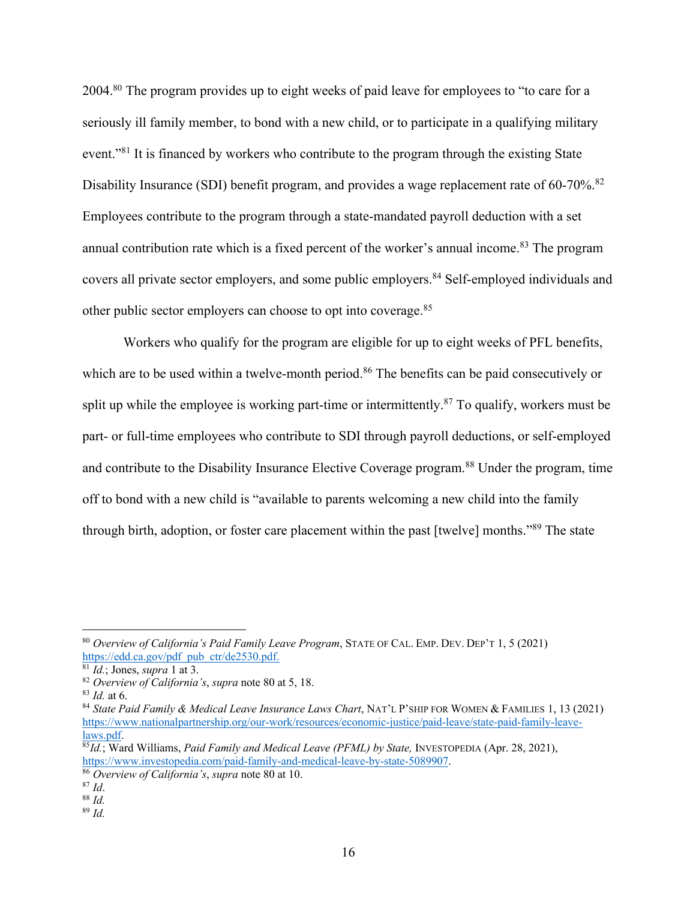2004.[80] The program provides up to eight weeks of paid leave for employees to "to care for a seriously ill family member, to bond with a new child, or to participate in a qualifying military event."[81] It is financed by workers who contribute to the program through the existing State Disability Insurance (SDI) benefit program, and provides a wage replacement rate of 60-70%.[82] Employees contribute to the program through a state-mandated payroll deduction with a set annual contribution rate which is a fixed percent of the worker's annual income.[83] The program covers all private sector employers, and some public employers.[84] Self-employed individuals and other public sector employers can choose to opt into coverage.[85]

Workers who qualify for the program are eligible for up to eight weeks of PFL benefits, which are to be used within a twelve-month period.[86] The benefits can be paid consecutively or split up while the employee is working part-time or intermittently.[87] To qualify, workers must be part- or full-time employees who contribute to SDI through payroll deductions, or self-employed and contribute to the Disability Insurance Elective Coverage program.[88] Under the program, time off to bond with a new child is "available to parents welcoming a new child into the family through birth, adoption, or foster care placement within the past [twelve] months."[89] The state

---

[80] *Overview of California's Paid Family Leave Program*, STATE OF CAL. EMP. DEV. DEP'T 1, 5 (2021) https://edd.ca.gov/pdf_pub_ctr/de2530.pdf.

[81] *Id.*; Jones, *supra* 1 at 3.

[82] *Overview of California's*, *supra* note 80 at 5, 18.

[83] *Id.* at 6.

[84] *State Paid Family & Medical Leave Insurance Laws Chart*, NAT'L P'SHIP FOR WOMEN & FAMILIES 1, 13 (2021) https://www.nationalpartnership.org/our-work/resources/economic-justice/paid-leave/state-paid-family-leave-laws.pdf.

[85] *Id.*; Ward Williams, *Paid Family and Medical Leave (PFML) by State,* INVESTOPEDIA (Apr. 28, 2021), https://www.investopedia.com/paid-family-and-medical-leave-by-state-5089907.

[86] *Overview of California's*, *supra* note 80 at 10.

[87] *Id*.

[88] *Id.*

[89] *Id.*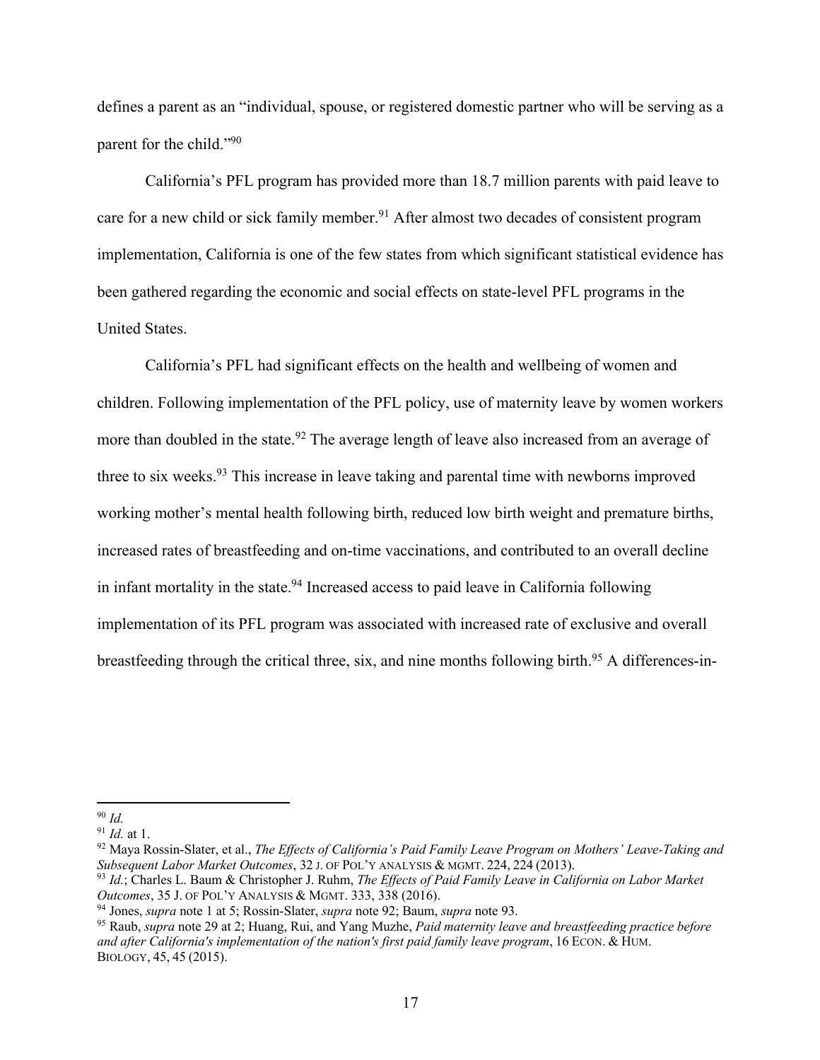defines a parent as an "individual, spouse, or registered domestic partner who will be serving as a parent for the child."[90]

California's PFL program has provided more than 18.7 million parents with paid leave to care for a new child or sick family member.[91] After almost two decades of consistent program implementation, California is one of the few states from which significant statistical evidence has been gathered regarding the economic and social effects on state-level PFL programs in the United States.

California's PFL had significant effects on the health and wellbeing of women and children. Following implementation of the PFL policy, use of maternity leave by women workers more than doubled in the state.[92] The average length of leave also increased from an average of three to six weeks.[93] This increase in leave taking and parental time with newborns improved working mother's mental health following birth, reduced low birth weight and premature births, increased rates of breastfeeding and on-time vaccinations, and contributed to an overall decline in infant mortality in the state.[94] Increased access to paid leave in California following implementation of its PFL program was associated with increased rate of exclusive and overall breastfeeding through the critical three, six, and nine months following birth.[95] A differences-in-

---

[90] *Id.*

[91] *Id.* at 1.

[92] Maya Rossin-Slater, et al., *The Effects of California's Paid Family Leave Program on Mothers' Leave-Taking and Subsequent Labor Market Outcomes*, 32 J. OF POL'Y ANALYSIS & MGMT. 224, 224 (2013).

[93] *Id.*; Charles L. Baum & Christopher J. Ruhm, *The Effects of Paid Family Leave in California on Labor Market Outcomes*, 35 J. OF POL'Y ANALYSIS & MGMT. 333, 338 (2016).

[94] Jones, *supra* note 1 at 5; Rossin-Slater, *supra* note 92; Baum, *supra* note 93.

[95] Raub, *supra* note 29 at 2; Huang, Rui, and Yang Muzhe, *Paid maternity leave and breastfeeding practice before and after California's implementation of the nation's first paid family leave program*, 16 ECON. & HUM. BIOLOGY, 45, 45 (2015).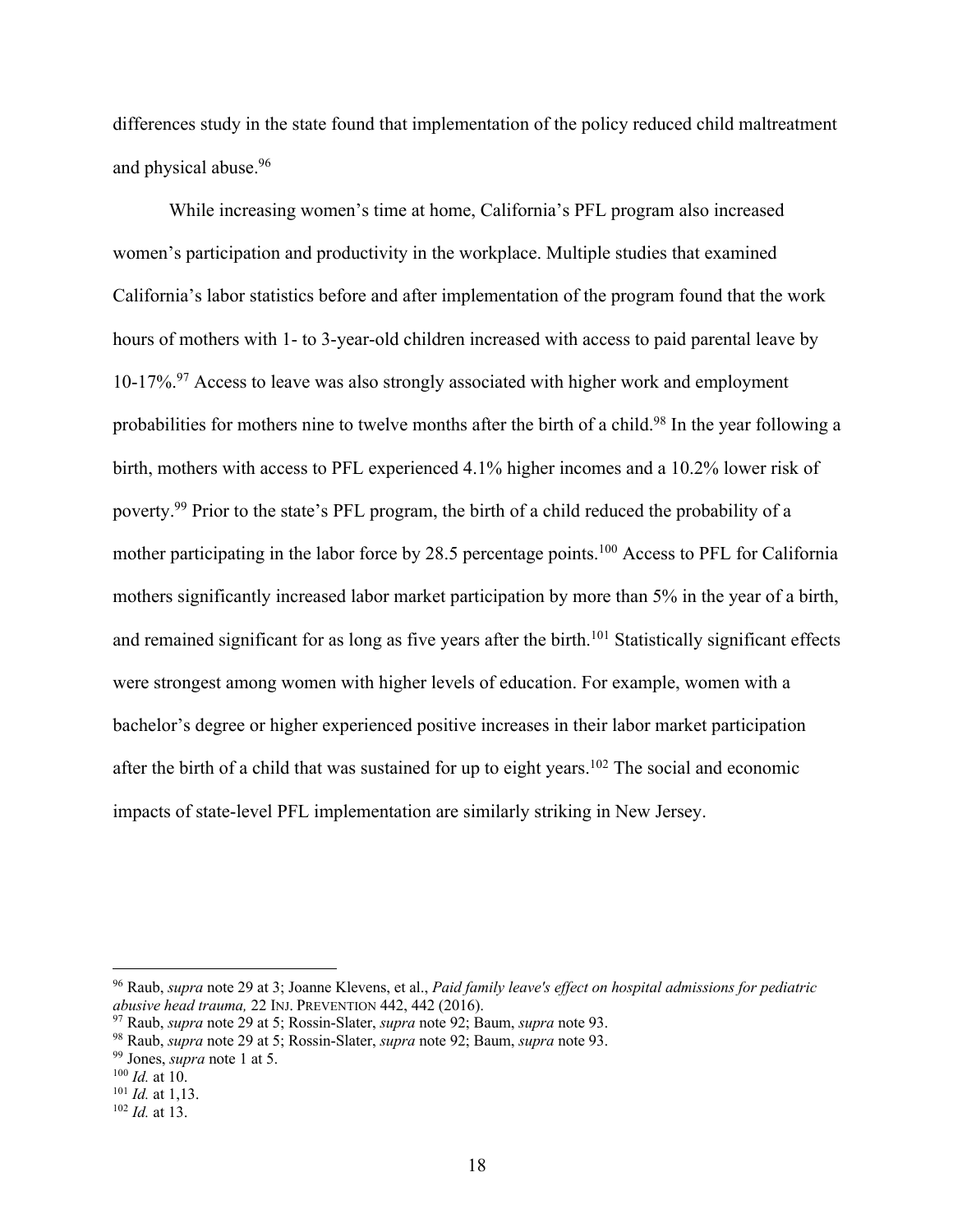differences study in the state found that implementation of the policy reduced child maltreatment and physical abuse.[96]

While increasing women's time at home, California's PFL program also increased women's participation and productivity in the workplace. Multiple studies that examined California's labor statistics before and after implementation of the program found that the work hours of mothers with 1- to 3-year-old children increased with access to paid parental leave by 10-17%.[97] Access to leave was also strongly associated with higher work and employment probabilities for mothers nine to twelve months after the birth of a child.[98] In the year following a birth, mothers with access to PFL experienced 4.1% higher incomes and a 10.2% lower risk of poverty.[99] Prior to the state's PFL program, the birth of a child reduced the probability of a mother participating in the labor force by 28.5 percentage points.[100] Access to PFL for California mothers significantly increased labor market participation by more than 5% in the year of a birth, and remained significant for as long as five years after the birth.[101] Statistically significant effects were strongest among women with higher levels of education. For example, women with a bachelor's degree or higher experienced positive increases in their labor market participation after the birth of a child that was sustained for up to eight years.[102] The social and economic impacts of state-level PFL implementation are similarly striking in New Jersey.

---

[96] Raub, *supra* note 29 at 3; Joanne Klevens, et al., *Paid family leave's effect on hospital admissions for pediatric abusive head trauma,* 22 INJ. PREVENTION 442, 442 (2016).
[97] Raub, *supra* note 29 at 5; Rossin-Slater, *supra* note 92; Baum, *supra* note 93.
[98] Raub, *supra* note 29 at 5; Rossin-Slater, *supra* note 92; Baum, *supra* note 93.
[99] Jones, *supra* note 1 at 5.
[100] *Id.* at 10.
[101] *Id.* at 1,13.
[102] *Id.* at 13.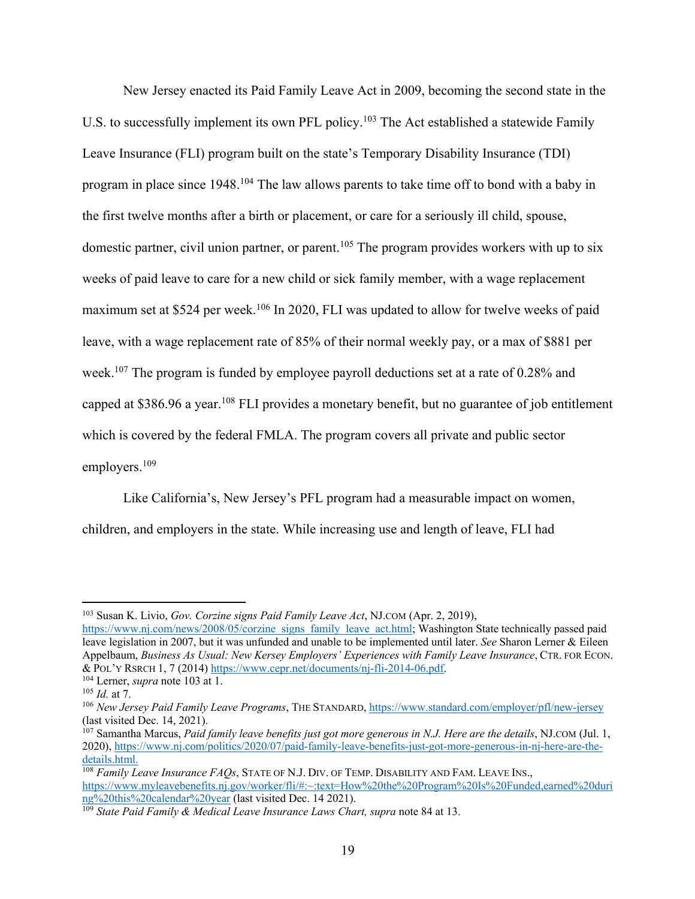New Jersey enacted its Paid Family Leave Act in 2009, becoming the second state in the U.S. to successfully implement its own PFL policy.[103] The Act established a statewide Family Leave Insurance (FLI) program built on the state's Temporary Disability Insurance (TDI) program in place since 1948.[104] The law allows parents to take time off to bond with a baby in the first twelve months after a birth or placement, or care for a seriously ill child, spouse, domestic partner, civil union partner, or parent.[105] The program provides workers with up to six weeks of paid leave to care for a new child or sick family member, with a wage replacement maximum set at $524 per week.[106] In 2020, FLI was updated to allow for twelve weeks of paid leave, with a wage replacement rate of 85% of their normal weekly pay, or a max of $881 per week.[107] The program is funded by employee payroll deductions set at a rate of 0.28% and capped at $386.96 a year.[108] FLI provides a monetary benefit, but no guarantee of job entitlement which is covered by the federal FMLA. The program covers all private and public sector employers.[109]

Like California's, New Jersey's PFL program had a measurable impact on women, children, and employers in the state. While increasing use and length of leave, FLI had

---

[103] Susan K. Livio, *Gov. Corzine signs Paid Family Leave Act*, NJ.COM (Apr. 2, 2019), https://www.nj.com/news/2008/05/corzine_signs_family_leave_act.html; Washington State technically passed paid leave legislation in 2007, but it was unfunded and unable to be implemented until later. *See* Sharon Lerner & Eileen Appelbaum, *Business As Usual: New Kersey Employers' Experiences with Family Leave Insurance*, CTR. FOR ECON. & POL'Y RSRCH 1, 7 (2014) https://www.cepr.net/documents/nj-fli-2014-06.pdf.

[104] Lerner, *supra* note 103 at 1.

[105] *Id.* at 7.

[106] *New Jersey Paid Family Leave Programs*, THE STANDARD, https://www.standard.com/employer/pfl/new-jersey (last visited Dec. 14, 2021).

[107] Samantha Marcus, *Paid family leave benefits just got more generous in N.J. Here are the details*, NJ.COM (Jul. 1, 2020), https://www.nj.com/politics/2020/07/paid-family-leave-benefits-just-got-more-generous-in-nj-here-are-the-details.html.

[108] *Family Leave Insurance FAQs*, STATE OF N.J. DIV. OF TEMP. DISABILITY AND FAM. LEAVE INS., https://www.myleavebenefits.nj.gov/worker/fli/#:~:text=How%20the%20Program%20Is%20Funded,earned%20during%20this%20calendar%20year (last visited Dec. 14 2021).

[109] *State Paid Family & Medical Leave Insurance Laws Chart, supra* note 84 at 13.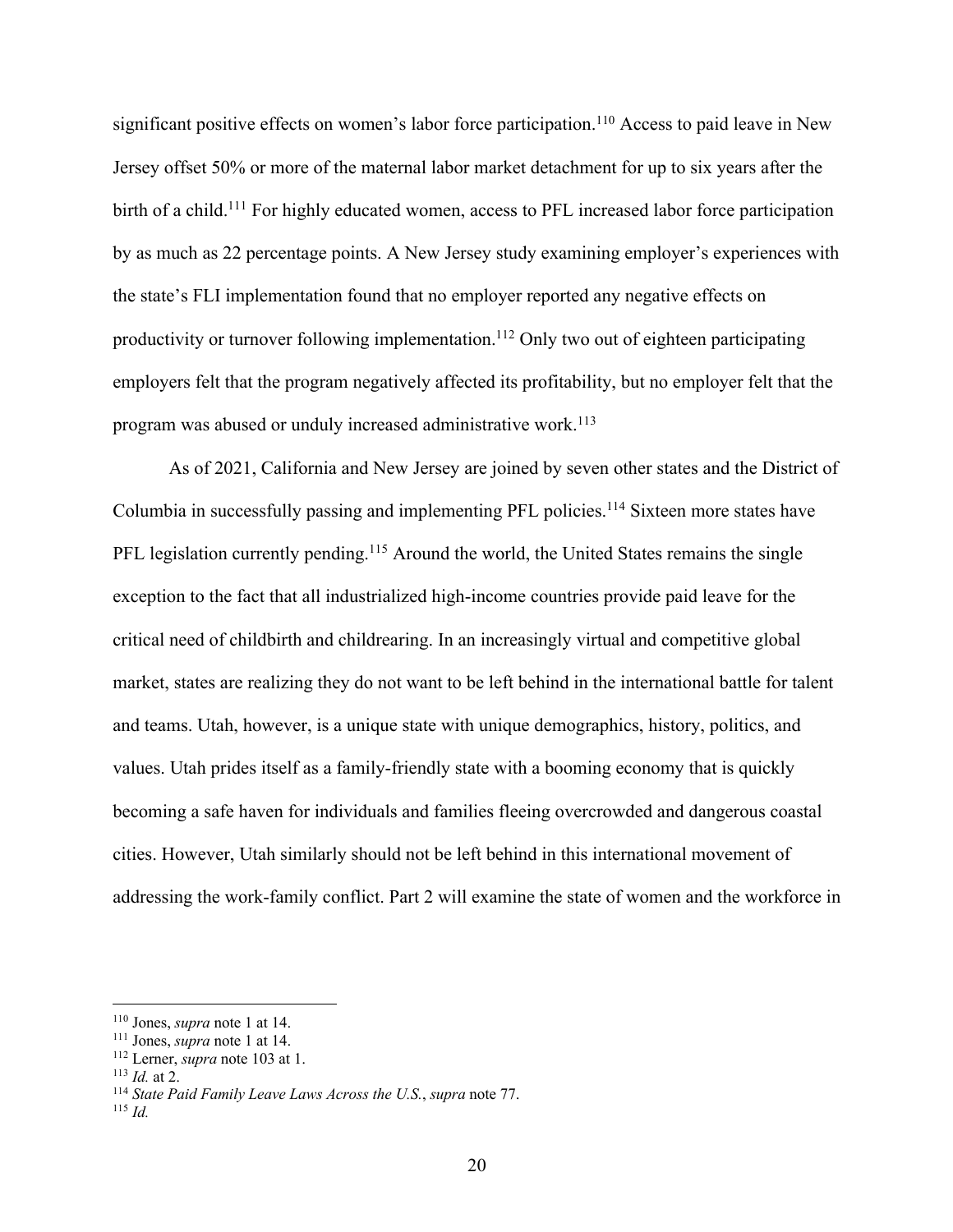significant positive effects on women's labor force participation.[110] Access to paid leave in New Jersey offset 50% or more of the maternal labor market detachment for up to six years after the birth of a child.[111] For highly educated women, access to PFL increased labor force participation by as much as 22 percentage points. A New Jersey study examining employer's experiences with the state's FLI implementation found that no employer reported any negative effects on productivity or turnover following implementation.[112] Only two out of eighteen participating employers felt that the program negatively affected its profitability, but no employer felt that the program was abused or unduly increased administrative work.[113]

As of 2021, California and New Jersey are joined by seven other states and the District of Columbia in successfully passing and implementing PFL policies.[114] Sixteen more states have PFL legislation currently pending.[115] Around the world, the United States remains the single exception to the fact that all industrialized high-income countries provide paid leave for the critical need of childbirth and childrearing. In an increasingly virtual and competitive global market, states are realizing they do not want to be left behind in the international battle for talent and teams. Utah, however, is a unique state with unique demographics, history, politics, and values. Utah prides itself as a family-friendly state with a booming economy that is quickly becoming a safe haven for individuals and families fleeing overcrowded and dangerous coastal cities. However, Utah similarly should not be left behind in this international movement of addressing the work-family conflict. Part 2 will examine the state of women and the workforce in

---

[110] Jones, *supra* note 1 at 14.
[111] Jones, *supra* note 1 at 14.
[112] Lerner, *supra* note 103 at 1.
[113] *Id.* at 2.
[114] *State Paid Family Leave Laws Across the U.S.*, *supra* note 77.
[115] *Id.*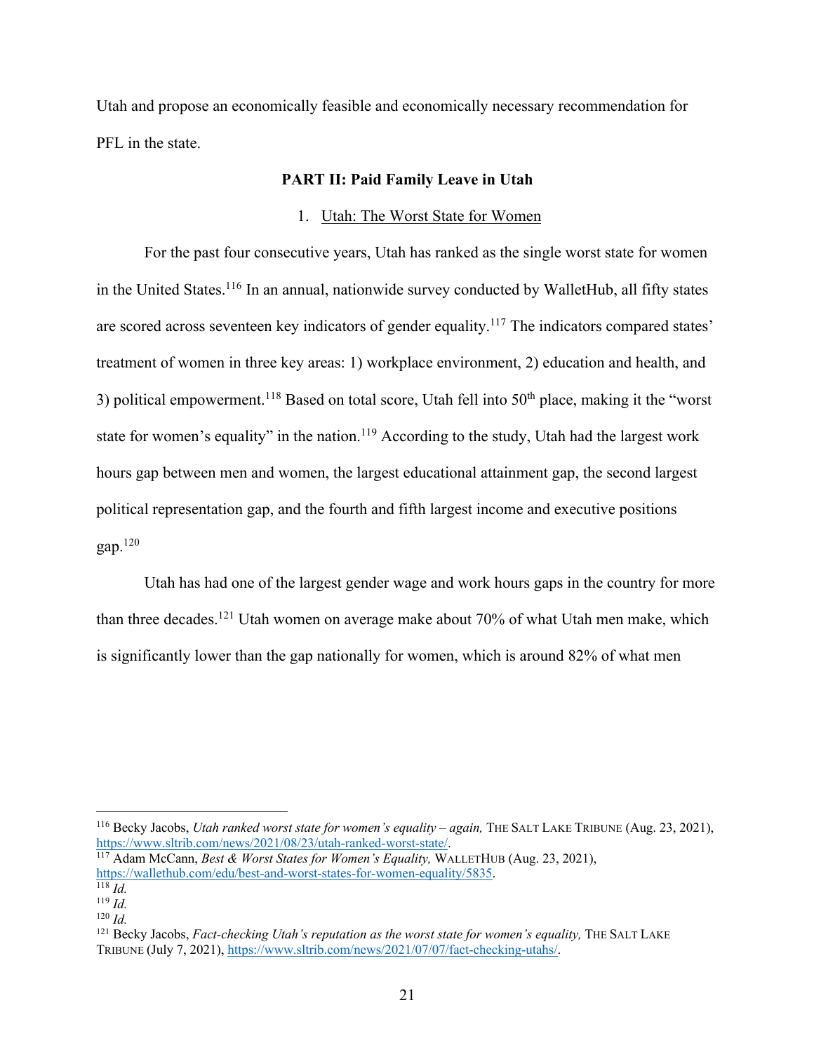Utah and propose an economically feasible and economically necessary recommendation for PFL in the state.

## PART II: Paid Family Leave in Utah

### 1. Utah: The Worst State for Women

For the past four consecutive years, Utah has ranked as the single worst state for women in the United States.[116] In an annual, nationwide survey conducted by WalletHub, all fifty states are scored across seventeen key indicators of gender equality.[117] The indicators compared states' treatment of women in three key areas: 1) workplace environment, 2) education and health, and 3) political empowerment.[118] Based on total score, Utah fell into 50th place, making it the "worst state for women's equality" in the nation.[119] According to the study, Utah had the largest work hours gap between men and women, the largest educational attainment gap, the second largest political representation gap, and the fourth and fifth largest income and executive positions gap.[120]

Utah has had one of the largest gender wage and work hours gaps in the country for more than three decades.[121] Utah women on average make about 70% of what Utah men make, which is significantly lower than the gap nationally for women, which is around 82% of what men

---

[116] Becky Jacobs, *Utah ranked worst state for women's equality – again,* THE SALT LAKE TRIBUNE (Aug. 23, 2021), https://www.sltrib.com/news/2021/08/23/utah-ranked-worst-state/.

[117] Adam McCann, *Best & Worst States for Women's Equality,* WALLETHUB (Aug. 23, 2021), https://wallethub.com/edu/best-and-worst-states-for-women-equality/5835.

[118] *Id.*

[119] *Id.*

[120] *Id.*

[121] Becky Jacobs, *Fact-checking Utah's reputation as the worst state for women's equality,* THE SALT LAKE TRIBUNE (July 7, 2021), https://www.sltrib.com/news/2021/07/07/fact-checking-utahs/.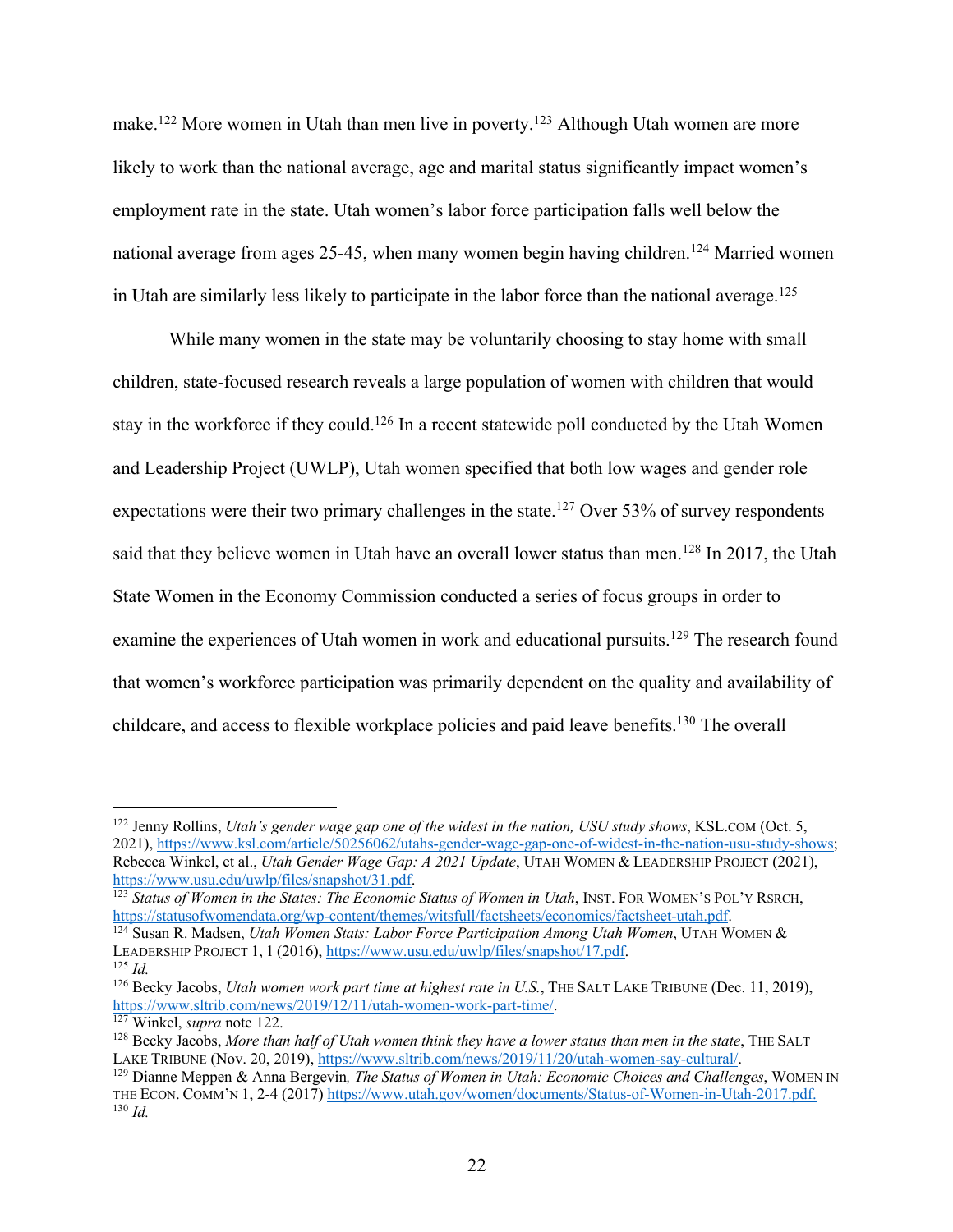make.[122] More women in Utah than men live in poverty.[123] Although Utah women are more likely to work than the national average, age and marital status significantly impact women's employment rate in the state. Utah women's labor force participation falls well below the national average from ages 25-45, when many women begin having children.[124] Married women in Utah are similarly less likely to participate in the labor force than the national average.[125]

While many women in the state may be voluntarily choosing to stay home with small children, state-focused research reveals a large population of women with children that would stay in the workforce if they could.[126] In a recent statewide poll conducted by the Utah Women and Leadership Project (UWLP), Utah women specified that both low wages and gender role expectations were their two primary challenges in the state.[127] Over 53% of survey respondents said that they believe women in Utah have an overall lower status than men.[128] In 2017, the Utah State Women in the Economy Commission conducted a series of focus groups in order to examine the experiences of Utah women in work and educational pursuits.[129] The research found that women's workforce participation was primarily dependent on the quality and availability of childcare, and access to flexible workplace policies and paid leave benefits.[130] The overall

---

[122] Jenny Rollins, *Utah's gender wage gap one of the widest in the nation, USU study shows*, KSL.COM (Oct. 5, 2021), https://www.ksl.com/article/50256062/utahs-gender-wage-gap-one-of-widest-in-the-nation-usu-study-shows; Rebecca Winkel, et al., *Utah Gender Wage Gap: A 2021 Update*, UTAH WOMEN & LEADERSHIP PROJECT (2021), https://www.usu.edu/uwlp/files/snapshot/31.pdf.

[123] *Status of Women in the States: The Economic Status of Women in Utah*, INST. FOR WOMEN'S POL'Y RSRCH, https://statusofwomendata.org/wp-content/themes/witsfull/factsheets/economics/factsheet-utah.pdf.

[124] Susan R. Madsen, *Utah Women Stats: Labor Force Participation Among Utah Women*, UTAH WOMEN & LEADERSHIP PROJECT 1, 1 (2016), https://www.usu.edu/uwlp/files/snapshot/17.pdf.

[125] *Id.*

[126] Becky Jacobs, *Utah women work part time at highest rate in U.S.*, THE SALT LAKE TRIBUNE (Dec. 11, 2019), https://www.sltrib.com/news/2019/12/11/utah-women-work-part-time/.

[127] Winkel, *supra* note 122.

[128] Becky Jacobs, *More than half of Utah women think they have a lower status than men in the state*, THE SALT LAKE TRIBUNE (Nov. 20, 2019), https://www.sltrib.com/news/2019/11/20/utah-women-say-cultural/.

[129] Dianne Meppen & Anna Bergevin*, The Status of Women in Utah: Economic Choices and Challenges*, WOMEN IN THE ECON. COMM'N 1, 2-4 (2017) https://www.utah.gov/women/documents/Status-of-Women-in-Utah-2017.pdf.

[130] *Id.*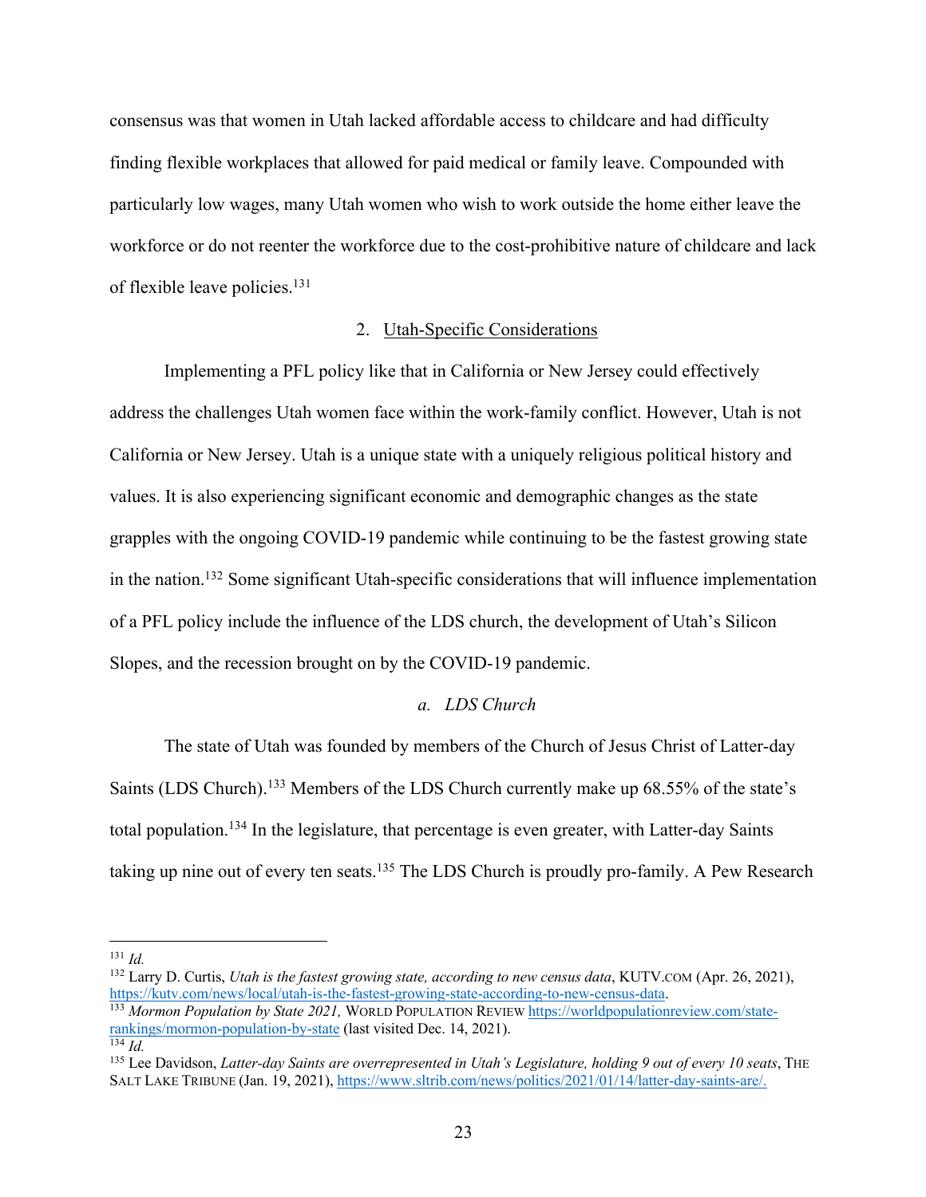consensus was that women in Utah lacked affordable access to childcare and had difficulty finding flexible workplaces that allowed for paid medical or family leave. Compounded with particularly low wages, many Utah women who wish to work outside the home either leave the workforce or do not reenter the workforce due to the cost-prohibitive nature of childcare and lack of flexible leave policies.[131]

### 2. Utah-Specific Considerations

Implementing a PFL policy like that in California or New Jersey could effectively address the challenges Utah women face within the work-family conflict. However, Utah is not California or New Jersey. Utah is a unique state with a uniquely religious political history and values. It is also experiencing significant economic and demographic changes as the state grapples with the ongoing COVID-19 pandemic while continuing to be the fastest growing state in the nation.[132] Some significant Utah-specific considerations that will influence implementation of a PFL policy include the influence of the LDS church, the development of Utah's Silicon Slopes, and the recession brought on by the COVID-19 pandemic.

#### *a. LDS Church*

The state of Utah was founded by members of the Church of Jesus Christ of Latter-day Saints (LDS Church).[133] Members of the LDS Church currently make up 68.55% of the state's total population.[134] In the legislature, that percentage is even greater, with Latter-day Saints taking up nine out of every ten seats.[135] The LDS Church is proudly pro-family. A Pew Research

---

[131] *Id.*

[132] Larry D. Curtis, *Utah is the fastest growing state, according to new census data*, KUTV.COM (Apr. 26, 2021), https://kutv.com/news/local/utah-is-the-fastest-growing-state-according-to-new-census-data.

[133] *Mormon Population by State 2021,* WORLD POPULATION REVIEW https://worldpopulationreview.com/state-rankings/mormon-population-by-state (last visited Dec. 14, 2021).

[134] *Id.*

[135] Lee Davidson, *Latter-day Saints are overrepresented in Utah's Legislature, holding 9 out of every 10 seats*, THE SALT LAKE TRIBUNE (Jan. 19, 2021), https://www.sltrib.com/news/politics/2021/01/14/latter-day-saints-are/.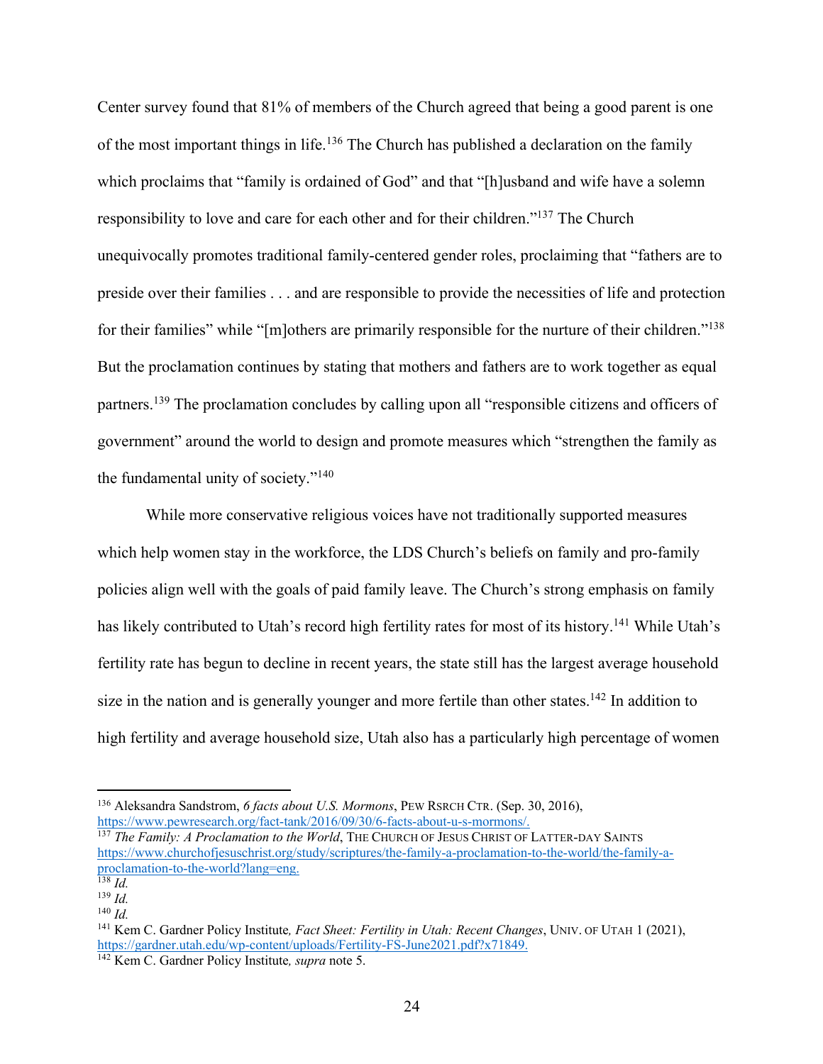Center survey found that 81% of members of the Church agreed that being a good parent is one of the most important things in life.[136] The Church has published a declaration on the family which proclaims that "family is ordained of God" and that "[h]usband and wife have a solemn responsibility to love and care for each other and for their children."[137] The Church unequivocally promotes traditional family-centered gender roles, proclaiming that "fathers are to preside over their families . . . and are responsible to provide the necessities of life and protection for their families" while "[m]others are primarily responsible for the nurture of their children."[138] But the proclamation continues by stating that mothers and fathers are to work together as equal partners.[139] The proclamation concludes by calling upon all "responsible citizens and officers of government" around the world to design and promote measures which "strengthen the family as the fundamental unity of society."[140]

While more conservative religious voices have not traditionally supported measures which help women stay in the workforce, the LDS Church's beliefs on family and pro-family policies align well with the goals of paid family leave. The Church's strong emphasis on family has likely contributed to Utah's record high fertility rates for most of its history.[141] While Utah's fertility rate has begun to decline in recent years, the state still has the largest average household size in the nation and is generally younger and more fertile than other states.[142] In addition to high fertility and average household size, Utah also has a particularly high percentage of women

---

[136] Aleksandra Sandstrom, *6 facts about U.S. Mormons*, PEW RSRCH CTR. (Sep. 30, 2016), https://www.pewresearch.org/fact-tank/2016/09/30/6-facts-about-u-s-mormons/.

[137] *The Family: A Proclamation to the World*, THE CHURCH OF JESUS CHRIST OF LATTER-DAY SAINTS https://www.churchofjesuschrist.org/study/scriptures/the-family-a-proclamation-to-the-world/the-family-a-proclamation-to-the-world?lang=eng.

[138] *Id.*

[139] *Id.*

[140] *Id.*

[141] Kem C. Gardner Policy Institute*, Fact Sheet: Fertility in Utah: Recent Changes*, UNIV. OF UTAH 1 (2021), https://gardner.utah.edu/wp-content/uploads/Fertility-FS-June2021.pdf?x71849.

[142] Kem C. Gardner Policy Institute*, supra* note 5.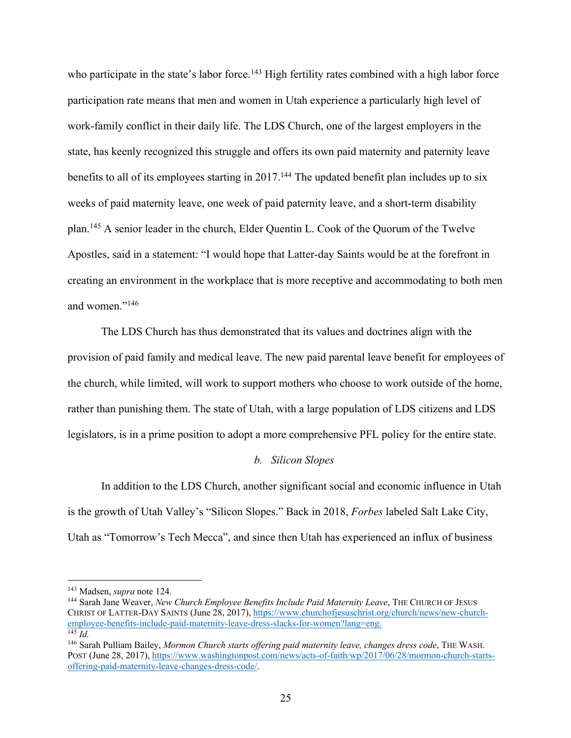who participate in the state's labor force.[143] High fertility rates combined with a high labor force participation rate means that men and women in Utah experience a particularly high level of work-family conflict in their daily life. The LDS Church, one of the largest employers in the state, has keenly recognized this struggle and offers its own paid maternity and paternity leave benefits to all of its employees starting in 2017.[144] The updated benefit plan includes up to six weeks of paid maternity leave, one week of paid paternity leave, and a short-term disability plan.[145] A senior leader in the church, Elder Quentin L. Cook of the Quorum of the Twelve Apostles, said in a statement: "I would hope that Latter-day Saints would be at the forefront in creating an environment in the workplace that is more receptive and accommodating to both men and women."[146]

The LDS Church has thus demonstrated that its values and doctrines align with the provision of paid family and medical leave. The new paid parental leave benefit for employees of the church, while limited, will work to support mothers who choose to work outside of the home, rather than punishing them. The state of Utah, with a large population of LDS citizens and LDS legislators, is in a prime position to adopt a more comprehensive PFL policy for the entire state.

*b. Silicon Slopes*

In addition to the LDS Church, another significant social and economic influence in Utah is the growth of Utah Valley's "Silicon Slopes." Back in 2018, *Forbes* labeled Salt Lake City, Utah as "Tomorrow's Tech Mecca", and since then Utah has experienced an influx of business

---

[143] Madsen, *supra* note 124.

[144] Sarah Jane Weaver, *New Church Employee Benefits Include Paid Maternity Leave*, THE CHURCH OF JESUS CHRIST OF LATTER-DAY SAINTS (June 28, 2017), https://www.churchofjesuschrist.org/church/news/new-church-employee-benefits-include-paid-maternity-leave-dress-slacks-for-women?lang=eng.

[145] *Id.*

[146] Sarah Pulliam Bailey, *Mormon Church starts offering paid maternity leave, changes dress code*, THE WASH. POST (June 28, 2017), https://www.washingtonpost.com/news/acts-of-faith/wp/2017/06/28/mormon-church-starts-offering-paid-maternity-leave-changes-dress-code/.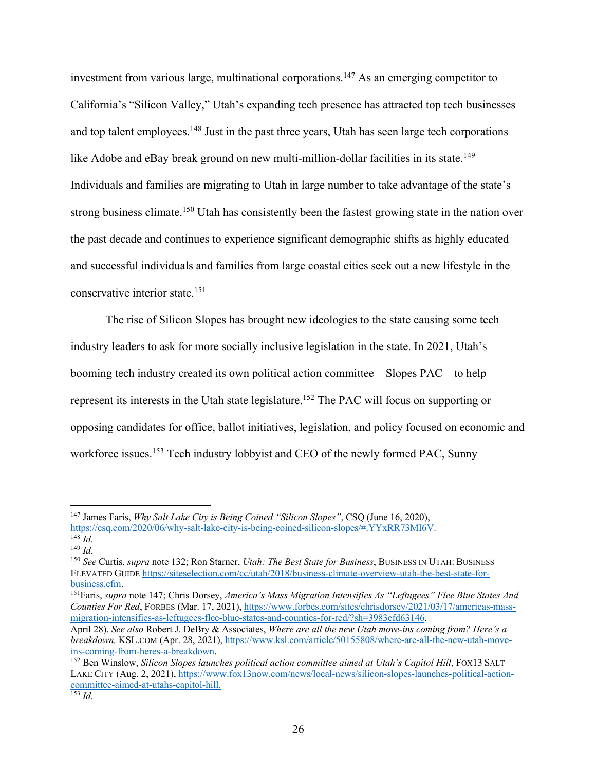investment from various large, multinational corporations.[147] As an emerging competitor to California's "Silicon Valley," Utah's expanding tech presence has attracted top tech businesses and top talent employees.[148] Just in the past three years, Utah has seen large tech corporations like Adobe and eBay break ground on new multi-million-dollar facilities in its state.[149] Individuals and families are migrating to Utah in large number to take advantage of the state's strong business climate.[150] Utah has consistently been the fastest growing state in the nation over the past decade and continues to experience significant demographic shifts as highly educated and successful individuals and families from large coastal cities seek out a new lifestyle in the conservative interior state.[151]

The rise of Silicon Slopes has brought new ideologies to the state causing some tech industry leaders to ask for more socially inclusive legislation in the state. In 2021, Utah's booming tech industry created its own political action committee – Slopes PAC – to help represent its interests in the Utah state legislature.[152] The PAC will focus on supporting or opposing candidates for office, ballot initiatives, legislation, and policy focused on economic and workforce issues.[153] Tech industry lobbyist and CEO of the newly formed PAC, Sunny

---

[147] James Faris, *Why Salt Lake City is Being Coined "Silicon Slopes"*, CSQ (June 16, 2020), https://csq.com/2020/06/why-salt-lake-city-is-being-coined-silicon-slopes/#.YYxRR73MI6V.

[148] *Id.*

[149] *Id.*

[150] *See* Curtis, *supra* note 132; Ron Starner, *Utah: The Best State for Business*, BUSINESS IN UTAH: BUSINESS ELEVATED GUIDE https://siteselection.com/cc/utah/2018/business-climate-overview-utah-the-best-state-for-business.cfm.

[151] Faris, *supra* note 147; Chris Dorsey, *America's Mass Migration Intensifies As "Leftugees" Flee Blue States And Counties For Red*, FORBES (Mar. 17, 2021), https://www.forbes.com/sites/chrisdorsey/2021/03/17/americas-mass-migration-intensifies-as-leftugees-flee-blue-states-and-counties-for-red/?sh=3983efd63146. April 28). *See also* Robert J. DeBry & Associates, *Where are all the new Utah move-ins coming from? Here's a breakdown,* KSL.COM (Apr. 28, 2021), https://www.ksl.com/article/50155808/where-are-all-the-new-utah-move-ins-coming-from-heres-a-breakdown.

[152] Ben Winslow, *Silicon Slopes launches political action committee aimed at Utah's Capitol Hill*, FOX13 SALT LAKE CITY (Aug. 2, 2021), https://www.fox13now.com/news/local-news/silicon-slopes-launches-political-action-committee-aimed-at-utahs-capitol-hill.

[153] *Id.*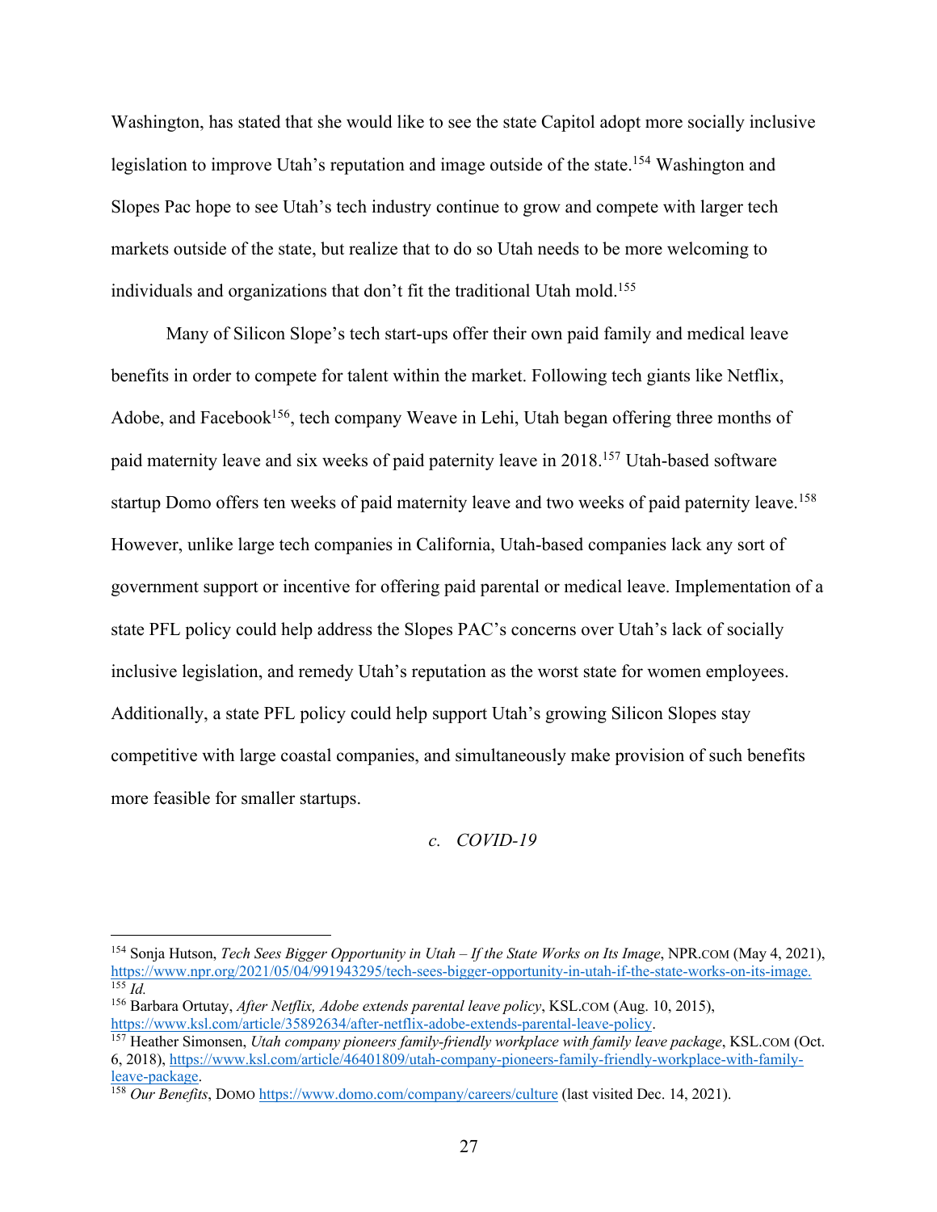Washington, has stated that she would like to see the state Capitol adopt more socially inclusive legislation to improve Utah's reputation and image outside of the state.[154] Washington and Slopes Pac hope to see Utah's tech industry continue to grow and compete with larger tech markets outside of the state, but realize that to do so Utah needs to be more welcoming to individuals and organizations that don't fit the traditional Utah mold.[155]

Many of Silicon Slope's tech start-ups offer their own paid family and medical leave benefits in order to compete for talent within the market. Following tech giants like Netflix, Adobe, and Facebook[156], tech company Weave in Lehi, Utah began offering three months of paid maternity leave and six weeks of paid paternity leave in 2018.[157] Utah-based software startup Domo offers ten weeks of paid maternity leave and two weeks of paid paternity leave.[158] However, unlike large tech companies in California, Utah-based companies lack any sort of government support or incentive for offering paid parental or medical leave. Implementation of a state PFL policy could help address the Slopes PAC's concerns over Utah's lack of socially inclusive legislation, and remedy Utah's reputation as the worst state for women employees. Additionally, a state PFL policy could help support Utah's growing Silicon Slopes stay competitive with large coastal companies, and simultaneously make provision of such benefits more feasible for smaller startups.

*c. COVID-19*

---

[154] Sonja Hutson, *Tech Sees Bigger Opportunity in Utah – If the State Works on Its Image*, NPR.COM (May 4, 2021), https://www.npr.org/2021/05/04/991943295/tech-sees-bigger-opportunity-in-utah-if-the-state-works-on-its-image.

[155] *Id.*

[156] Barbara Ortutay, *After Netflix, Adobe extends parental leave policy*, KSL.COM (Aug. 10, 2015), https://www.ksl.com/article/35892634/after-netflix-adobe-extends-parental-leave-policy.

[157] Heather Simonsen, *Utah company pioneers family-friendly workplace with family leave package*, KSL.COM (Oct. 6, 2018), https://www.ksl.com/article/46401809/utah-company-pioneers-family-friendly-workplace-with-family-leave-package.

[158] *Our Benefits*, DOMO https://www.domo.com/company/careers/culture (last visited Dec. 14, 2021).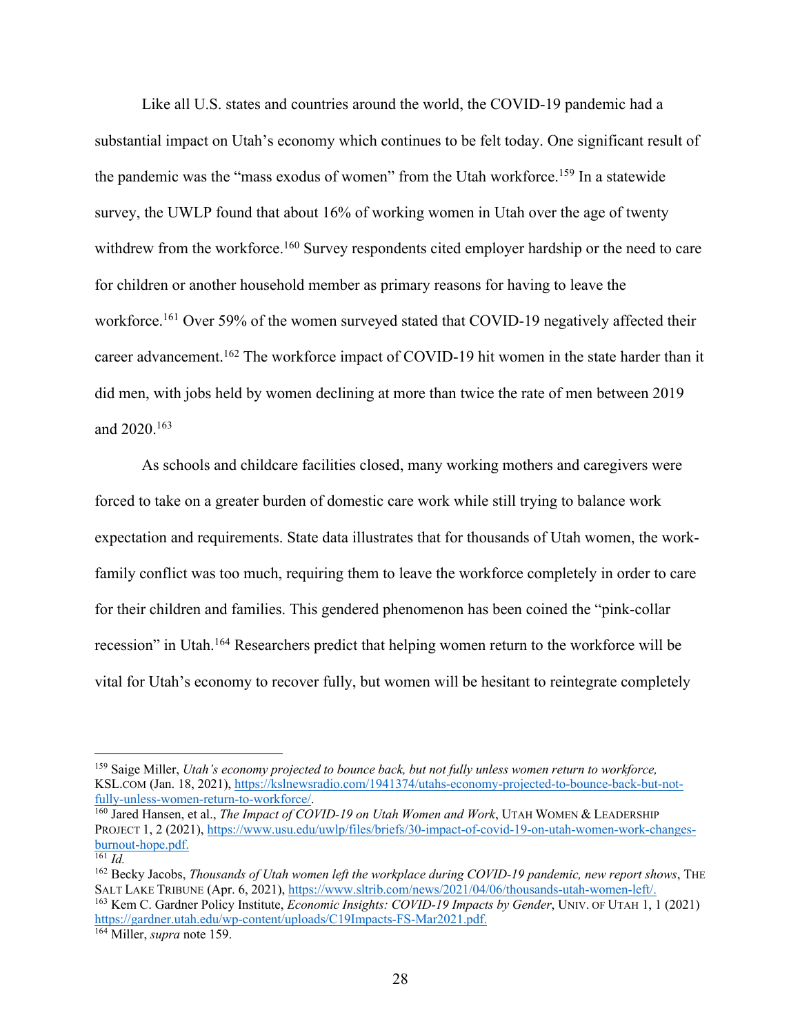Like all U.S. states and countries around the world, the COVID-19 pandemic had a substantial impact on Utah's economy which continues to be felt today. One significant result of the pandemic was the "mass exodus of women" from the Utah workforce.[159] In a statewide survey, the UWLP found that about 16% of working women in Utah over the age of twenty withdrew from the workforce.[160] Survey respondents cited employer hardship or the need to care for children or another household member as primary reasons for having to leave the workforce.[161] Over 59% of the women surveyed stated that COVID-19 negatively affected their career advancement.[162] The workforce impact of COVID-19 hit women in the state harder than it did men, with jobs held by women declining at more than twice the rate of men between 2019 and 2020.[163]

As schools and childcare facilities closed, many working mothers and caregivers were forced to take on a greater burden of domestic care work while still trying to balance work expectation and requirements. State data illustrates that for thousands of Utah women, the work-family conflict was too much, requiring them to leave the workforce completely in order to care for their children and families. This gendered phenomenon has been coined the "pink-collar recession" in Utah.[164] Researchers predict that helping women return to the workforce will be vital for Utah's economy to recover fully, but women will be hesitant to reintegrate completely

---

[159] Saige Miller, *Utah's economy projected to bounce back, but not fully unless women return to workforce,* KSL.COM (Jan. 18, 2021), https://kslnewsradio.com/1941374/utahs-economy-projected-to-bounce-back-but-not-fully-unless-women-return-to-workforce/.

[160] Jared Hansen, et al., *The Impact of COVID-19 on Utah Women and Work*, UTAH WOMEN & LEADERSHIP PROJECT 1, 2 (2021), https://www.usu.edu/uwlp/files/briefs/30-impact-of-covid-19-on-utah-women-work-changes-burnout-hope.pdf.

[161] *Id.*

[162] Becky Jacobs, *Thousands of Utah women left the workplace during COVID-19 pandemic, new report shows*, THE SALT LAKE TRIBUNE (Apr. 6, 2021), https://www.sltrib.com/news/2021/04/06/thousands-utah-women-left/.

[163] Kem C. Gardner Policy Institute, *Economic Insights: COVID-19 Impacts by Gender*, UNIV. OF UTAH 1, 1 (2021) https://gardner.utah.edu/wp-content/uploads/C19Impacts-FS-Mar2021.pdf.

[164] Miller, *supra* note 159.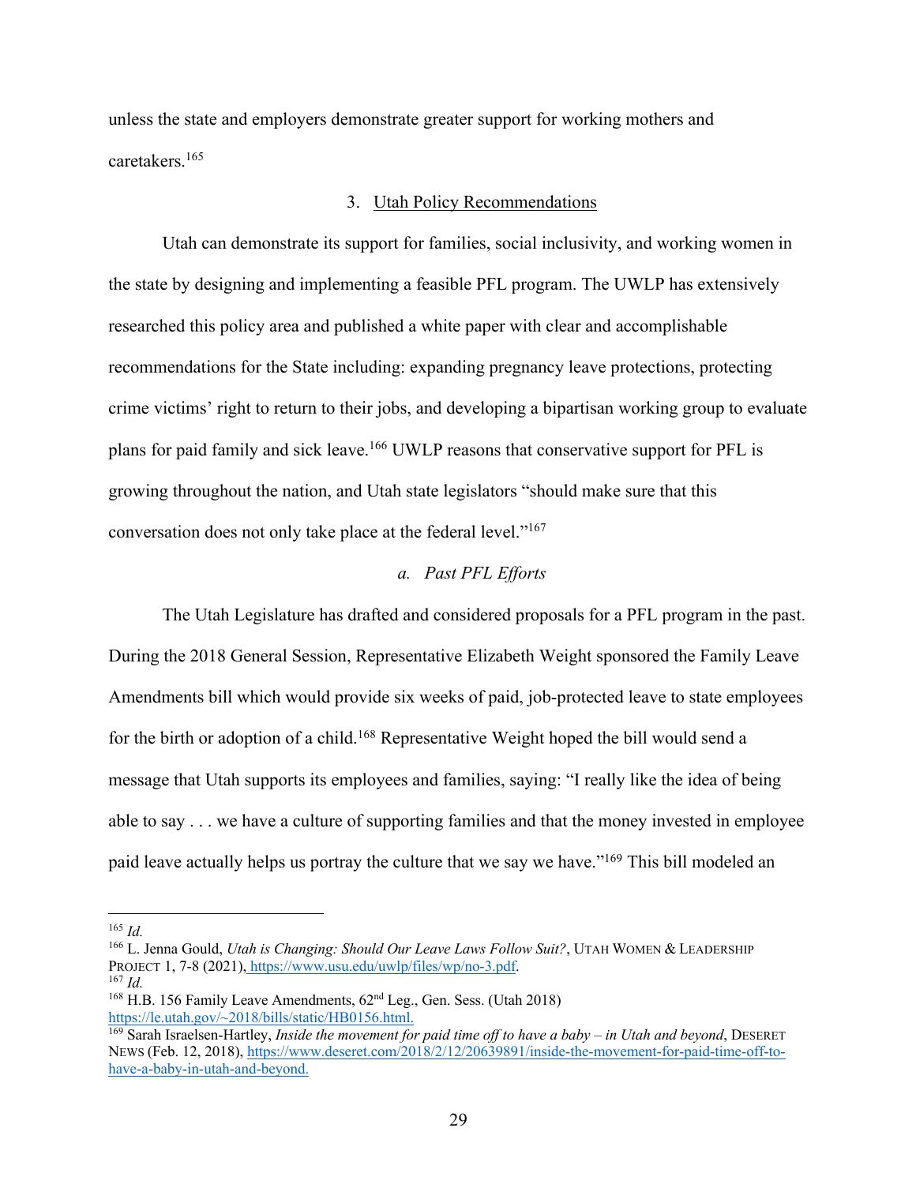unless the state and employers demonstrate greater support for working mothers and caretakers.[165]

### 3. Utah Policy Recommendations

Utah can demonstrate its support for families, social inclusivity, and working women in the state by designing and implementing a feasible PFL program. The UWLP has extensively researched this policy area and published a white paper with clear and accomplishable recommendations for the State including: expanding pregnancy leave protections, protecting crime victims' right to return to their jobs, and developing a bipartisan working group to evaluate plans for paid family and sick leave.[166] UWLP reasons that conservative support for PFL is growing throughout the nation, and Utah state legislators "should make sure that this conversation does not only take place at the federal level."[167]

#### *a. Past PFL Efforts*

The Utah Legislature has drafted and considered proposals for a PFL program in the past. During the 2018 General Session, Representative Elizabeth Weight sponsored the Family Leave Amendments bill which would provide six weeks of paid, job-protected leave to state employees for the birth or adoption of a child.[168] Representative Weight hoped the bill would send a message that Utah supports its employees and families, saying: "I really like the idea of being able to say . . . we have a culture of supporting families and that the money invested in employee paid leave actually helps us portray the culture that we say we have."[169] This bill modeled an

---

[165] *Id.*

[166] L. Jenna Gould, *Utah is Changing: Should Our Leave Laws Follow Suit?*, UTAH WOMEN & LEADERSHIP PROJECT 1, 7-8 (2021), https://www.usu.edu/uwlp/files/wp/no-3.pdf.

[167] *Id.*

[168] H.B. 156 Family Leave Amendments, 62nd Leg., Gen. Sess. (Utah 2018) https://le.utah.gov/~2018/bills/static/HB0156.html.

[169] Sarah Israelsen-Hartley, *Inside the movement for paid time off to have a baby – in Utah and beyond*, DESERET NEWS (Feb. 12, 2018), https://www.deseret.com/2018/2/12/20639891/inside-the-movement-for-paid-time-off-to-have-a-baby-in-utah-and-beyond.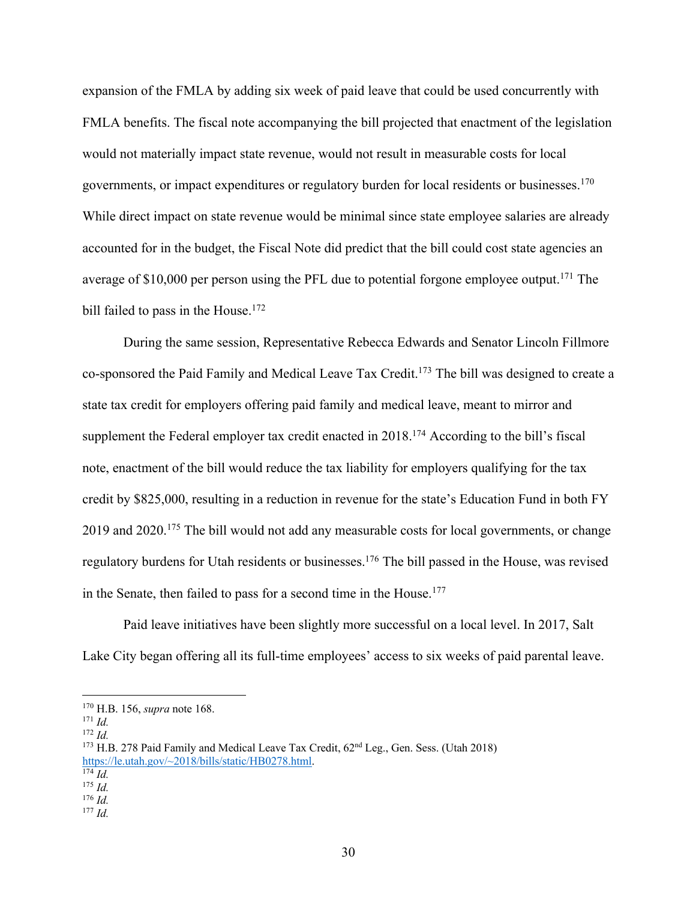expansion of the FMLA by adding six week of paid leave that could be used concurrently with FMLA benefits. The fiscal note accompanying the bill projected that enactment of the legislation would not materially impact state revenue, would not result in measurable costs for local governments, or impact expenditures or regulatory burden for local residents or businesses.[170] While direct impact on state revenue would be minimal since state employee salaries are already accounted for in the budget, the Fiscal Note did predict that the bill could cost state agencies an average of $10,000 per person using the PFL due to potential forgone employee output.[171] The bill failed to pass in the House.[172]

During the same session, Representative Rebecca Edwards and Senator Lincoln Fillmore co-sponsored the Paid Family and Medical Leave Tax Credit.[173] The bill was designed to create a state tax credit for employers offering paid family and medical leave, meant to mirror and supplement the Federal employer tax credit enacted in 2018.[174] According to the bill's fiscal note, enactment of the bill would reduce the tax liability for employers qualifying for the tax credit by $825,000, resulting in a reduction in revenue for the state's Education Fund in both FY 2019 and 2020.[175] The bill would not add any measurable costs for local governments, or change regulatory burdens for Utah residents or businesses.[176] The bill passed in the House, was revised in the Senate, then failed to pass for a second time in the House.[177]

Paid leave initiatives have been slightly more successful on a local level. In 2017, Salt Lake City began offering all its full-time employees' access to six weeks of paid parental leave.

---

[170] H.B. 156, *supra* note 168.
[171] *Id.*
[172] *Id.*
[173] H.B. 278 Paid Family and Medical Leave Tax Credit, 62nd Leg., Gen. Sess. (Utah 2018) https://le.utah.gov/~2018/bills/static/HB0278.html.
[174] *Id.*
[175] *Id.*
[176] *Id.*
[177] *Id.*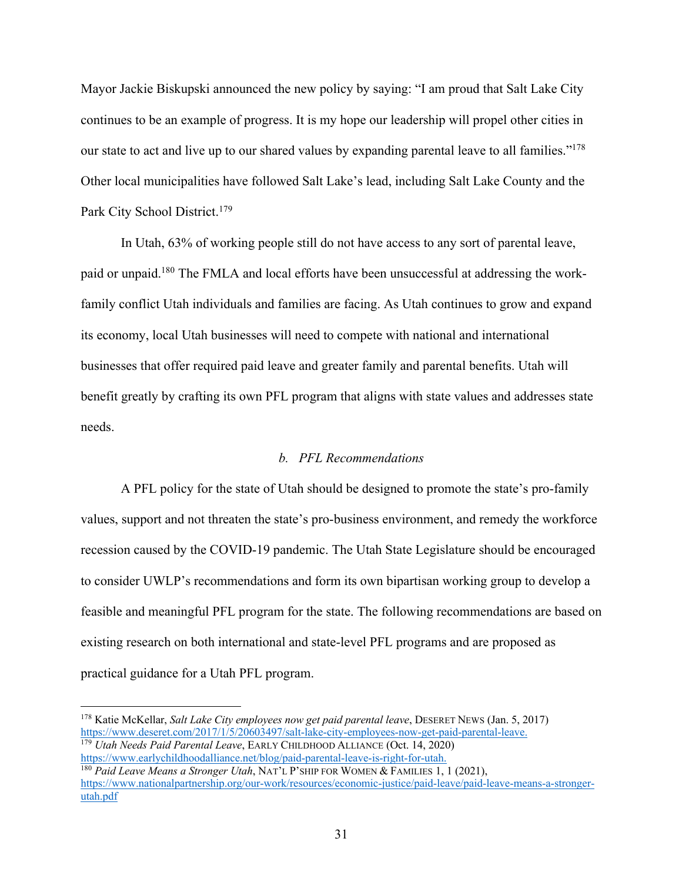Mayor Jackie Biskupski announced the new policy by saying: "I am proud that Salt Lake City continues to be an example of progress. It is my hope our leadership will propel other cities in our state to act and live up to our shared values by expanding parental leave to all families."[178] Other local municipalities have followed Salt Lake's lead, including Salt Lake County and the Park City School District.[179]

In Utah, 63% of working people still do not have access to any sort of parental leave, paid or unpaid.[180] The FMLA and local efforts have been unsuccessful at addressing the work-family conflict Utah individuals and families are facing. As Utah continues to grow and expand its economy, local Utah businesses will need to compete with national and international businesses that offer required paid leave and greater family and parental benefits. Utah will benefit greatly by crafting its own PFL program that aligns with state values and addresses state needs.

### *b. PFL Recommendations*

A PFL policy for the state of Utah should be designed to promote the state's pro-family values, support and not threaten the state's pro-business environment, and remedy the workforce recession caused by the COVID-19 pandemic. The Utah State Legislature should be encouraged to consider UWLP's recommendations and form its own bipartisan working group to develop a feasible and meaningful PFL program for the state. The following recommendations are based on existing research on both international and state-level PFL programs and are proposed as practical guidance for a Utah PFL program.

---

[178] Katie McKellar, *Salt Lake City employees now get paid parental leave*, DESERET NEWS (Jan. 5, 2017) https://www.deseret.com/2017/1/5/20603497/salt-lake-city-employees-now-get-paid-parental-leave.

[179] *Utah Needs Paid Parental Leave*, EARLY CHILDHOOD ALLIANCE (Oct. 14, 2020) https://www.earlychildhoodalliance.net/blog/paid-parental-leave-is-right-for-utah.

[180] *Paid Leave Means a Stronger Utah*, NAT'L P'SHIP FOR WOMEN & FAMILIES 1, 1 (2021), https://www.nationalpartnership.org/our-work/resources/economic-justice/paid-leave/paid-leave-means-a-stronger-utah.pdf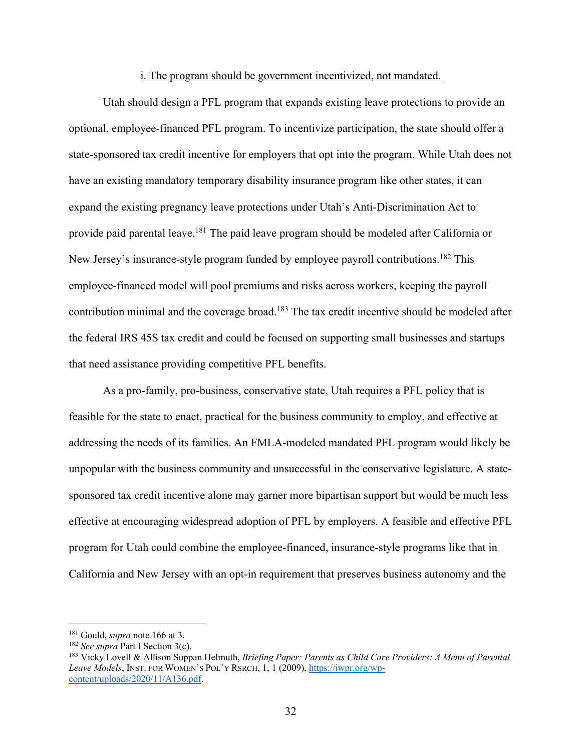<u>i. The program should be government incentivized, not mandated.</u>

Utah should design a PFL program that expands existing leave protections to provide an optional, employee-financed PFL program. To incentivize participation, the state should offer a state-sponsored tax credit incentive for employers that opt into the program. While Utah does not have an existing mandatory temporary disability insurance program like other states, it can expand the existing pregnancy leave protections under Utah's Anti-Discrimination Act to provide paid parental leave.[181] The paid leave program should be modeled after California or New Jersey's insurance-style program funded by employee payroll contributions.[182] This employee-financed model will pool premiums and risks across workers, keeping the payroll contribution minimal and the coverage broad.[183] The tax credit incentive should be modeled after the federal IRS 45S tax credit and could be focused on supporting small businesses and startups that need assistance providing competitive PFL benefits.

As a pro-family, pro-business, conservative state, Utah requires a PFL policy that is feasible for the state to enact, practical for the business community to employ, and effective at addressing the needs of its families. An FMLA-modeled mandated PFL program would likely be unpopular with the business community and unsuccessful in the conservative legislature. A state-sponsored tax credit incentive alone may garner more bipartisan support but would be much less effective at encouraging widespread adoption of PFL by employers. A feasible and effective PFL program for Utah could combine the employee-financed, insurance-style programs like that in California and New Jersey with an opt-in requirement that preserves business autonomy and the

---

[181] Gould, *supra* note 166 at 3.

[182] *See supra* Part I Section 3(c).

[183] Vicky Lovell & Allison Suppan Helmuth, *Briefing Paper: Parents as Child Care Providers: A Menu of Parental Leave Models*, INST. FOR WOMEN'S POL'Y RSRCH, 1, 1 (2009), https://iwpr.org/wp-content/uploads/2020/11/A136.pdf.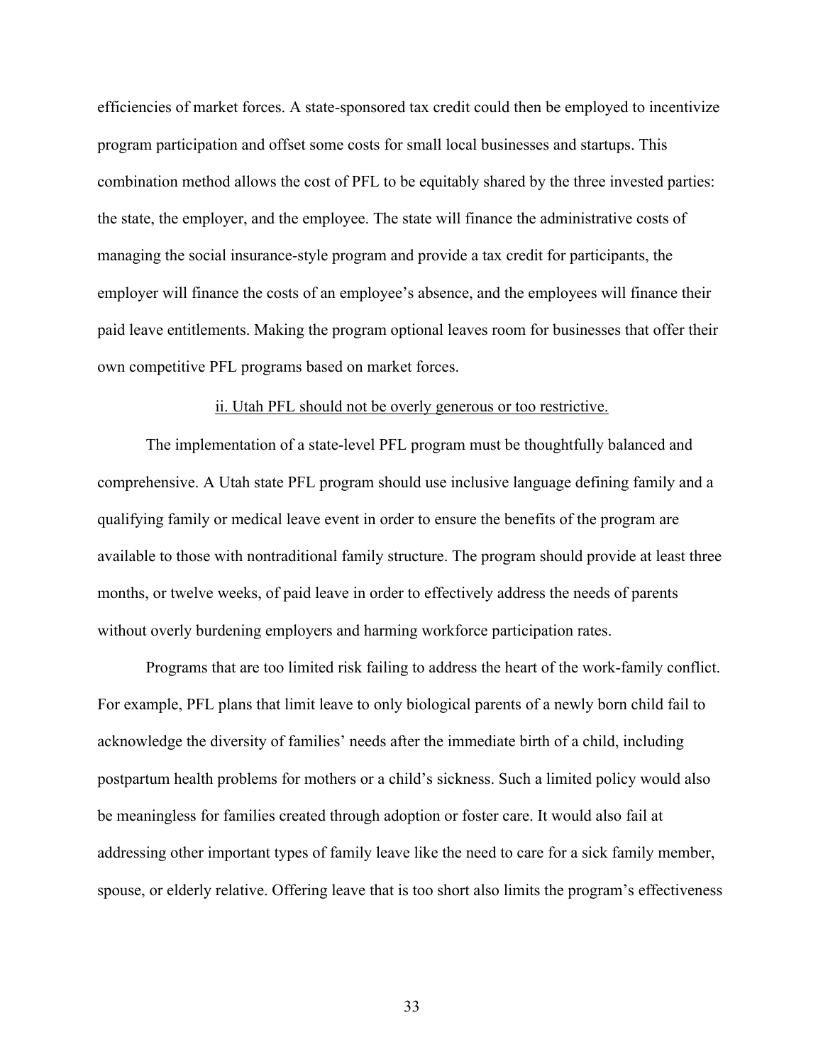efficiencies of market forces. A state-sponsored tax credit could then be employed to incentivize program participation and offset some costs for small local businesses and startups. This combination method allows the cost of PFL to be equitably shared by the three invested parties: the state, the employer, and the employee. The state will finance the administrative costs of managing the social insurance-style program and provide a tax credit for participants, the employer will finance the costs of an employee's absence, and the employees will finance their paid leave entitlements. Making the program optional leaves room for businesses that offer their own competitive PFL programs based on market forces.

<u>ii. Utah PFL should not be overly generous or too restrictive.</u>

The implementation of a state-level PFL program must be thoughtfully balanced and comprehensive. A Utah state PFL program should use inclusive language defining family and a qualifying family or medical leave event in order to ensure the benefits of the program are available to those with nontraditional family structure. The program should provide at least three months, or twelve weeks, of paid leave in order to effectively address the needs of parents without overly burdening employers and harming workforce participation rates.

Programs that are too limited risk failing to address the heart of the work-family conflict. For example, PFL plans that limit leave to only biological parents of a newly born child fail to acknowledge the diversity of families' needs after the immediate birth of a child, including postpartum health problems for mothers or a child's sickness. Such a limited policy would also be meaningless for families created through adoption or foster care. It would also fail at addressing other important types of family leave like the need to care for a sick family member, spouse, or elderly relative. Offering leave that is too short also limits the program's effectiveness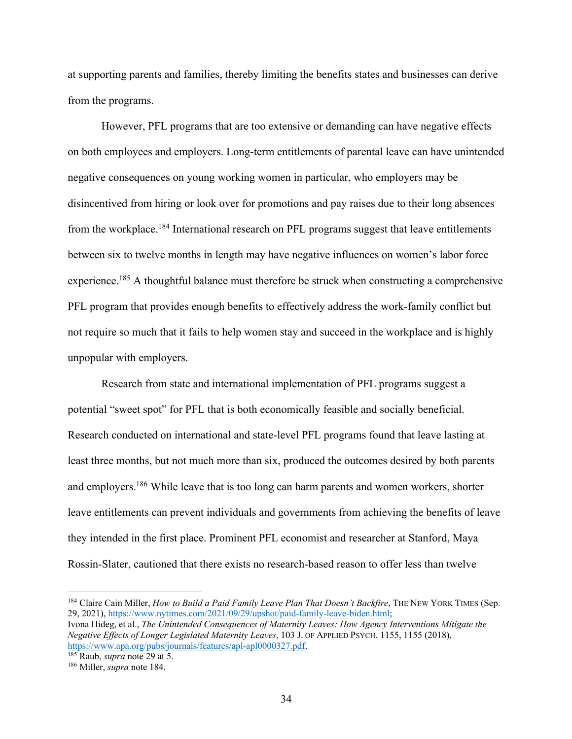at supporting parents and families, thereby limiting the benefits states and businesses can derive from the programs.

However, PFL programs that are too extensive or demanding can have negative effects on both employees and employers. Long-term entitlements of parental leave can have unintended negative consequences on young working women in particular, who employers may be disincentived from hiring or look over for promotions and pay raises due to their long absences from the workplace.[184] International research on PFL programs suggest that leave entitlements between six to twelve months in length may have negative influences on women's labor force experience.[185] A thoughtful balance must therefore be struck when constructing a comprehensive PFL program that provides enough benefits to effectively address the work-family conflict but not require so much that it fails to help women stay and succeed in the workplace and is highly unpopular with employers.

Research from state and international implementation of PFL programs suggest a potential "sweet spot" for PFL that is both economically feasible and socially beneficial. Research conducted on international and state-level PFL programs found that leave lasting at least three months, but not much more than six, produced the outcomes desired by both parents and employers.[186] While leave that is too long can harm parents and women workers, shorter leave entitlements can prevent individuals and governments from achieving the benefits of leave they intended in the first place. Prominent PFL economist and researcher at Stanford, Maya Rossin-Slater, cautioned that there exists no research-based reason to offer less than twelve

---

[184] Claire Cain Miller, *How to Build a Paid Family Leave Plan That Doesn't Backfire*, THE NEW YORK TIMES (Sep. 29, 2021), https://www.nytimes.com/2021/09/29/upshot/paid-family-leave-biden.html;
Ivona Hideg, et al., *The Unintended Consequences of Maternity Leaves: How Agency Interventions Mitigate the Negative Effects of Longer Legislated Maternity Leaves*, 103 J. OF APPLIED PSYCH. 1155, 1155 (2018), https://www.apa.org/pubs/journals/features/apl-apl0000327.pdf.

[185] Raub, *supra* note 29 at 5.

[186] Miller, *supra* note 184.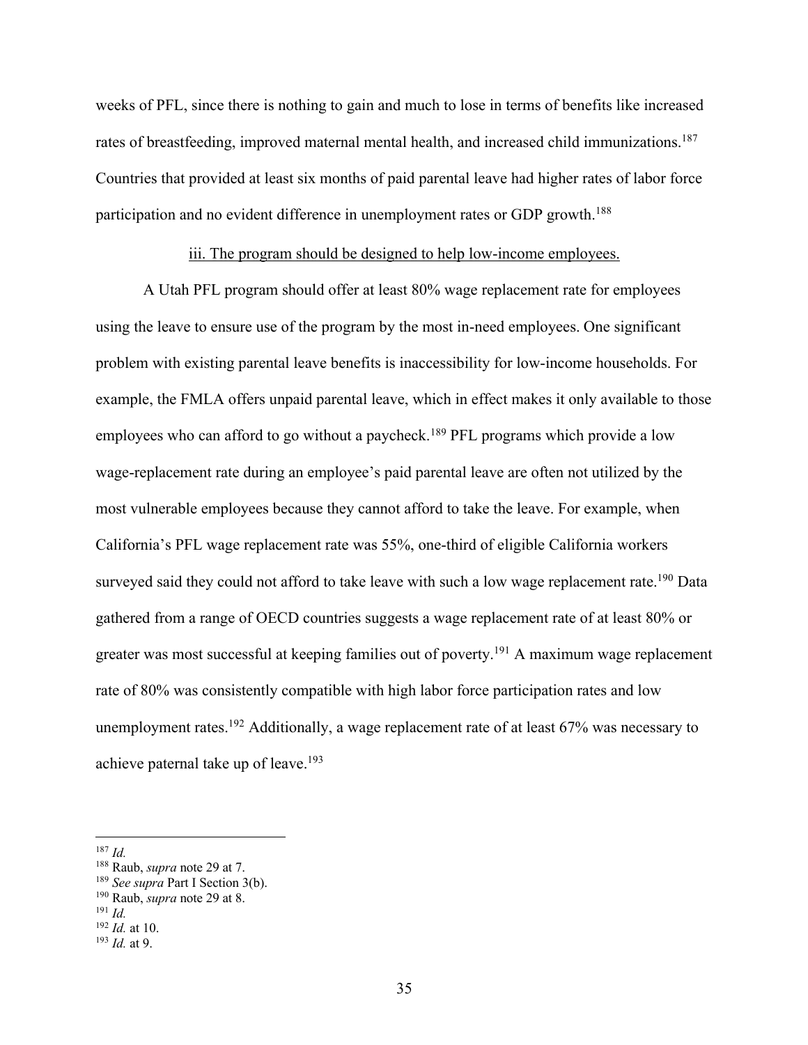weeks of PFL, since there is nothing to gain and much to lose in terms of benefits like increased rates of breastfeeding, improved maternal mental health, and increased child immunizations.[187] Countries that provided at least six months of paid parental leave had higher rates of labor force participation and no evident difference in unemployment rates or GDP growth.[188]

<u>iii. The program should be designed to help low-income employees.</u>

A Utah PFL program should offer at least 80% wage replacement rate for employees using the leave to ensure use of the program by the most in-need employees. One significant problem with existing parental leave benefits is inaccessibility for low-income households. For example, the FMLA offers unpaid parental leave, which in effect makes it only available to those employees who can afford to go without a paycheck.[189] PFL programs which provide a low wage-replacement rate during an employee's paid parental leave are often not utilized by the most vulnerable employees because they cannot afford to take the leave. For example, when California's PFL wage replacement rate was 55%, one-third of eligible California workers surveyed said they could not afford to take leave with such a low wage replacement rate.[190] Data gathered from a range of OECD countries suggests a wage replacement rate of at least 80% or greater was most successful at keeping families out of poverty.[191] A maximum wage replacement rate of 80% was consistently compatible with high labor force participation rates and low unemployment rates.[192] Additionally, a wage replacement rate of at least 67% was necessary to achieve paternal take up of leave.[193]

---

[187] *Id.*
[188] Raub, *supra* note 29 at 7.
[189] *See supra* Part I Section 3(b).
[190] Raub, *supra* note 29 at 8.
[191] *Id.*
[192] *Id.* at 10.
[193] *Id.* at 9.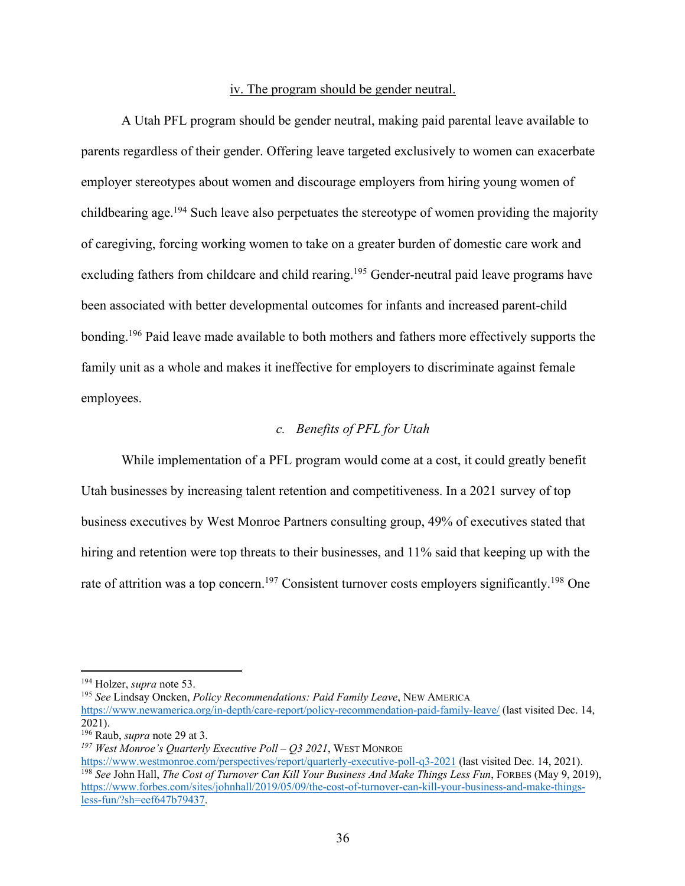iv. The program should be gender neutral.

A Utah PFL program should be gender neutral, making paid parental leave available to parents regardless of their gender. Offering leave targeted exclusively to women can exacerbate employer stereotypes about women and discourage employers from hiring young women of childbearing age.[194] Such leave also perpetuates the stereotype of women providing the majority of caregiving, forcing working women to take on a greater burden of domestic care work and excluding fathers from childcare and child rearing.[195] Gender-neutral paid leave programs have been associated with better developmental outcomes for infants and increased parent-child bonding.[196] Paid leave made available to both mothers and fathers more effectively supports the family unit as a whole and makes it ineffective for employers to discriminate against female employees.

### *c. Benefits of PFL for Utah*

While implementation of a PFL program would come at a cost, it could greatly benefit Utah businesses by increasing talent retention and competitiveness. In a 2021 survey of top business executives by West Monroe Partners consulting group, 49% of executives stated that hiring and retention were top threats to their businesses, and 11% said that keeping up with the rate of attrition was a top concern.[197] Consistent turnover costs employers significantly.[198] One

---

[194] Holzer, *supra* note 53.

[195] *See* Lindsay Oncken, *Policy Recommendations: Paid Family Leave*, NEW AMERICA https://www.newamerica.org/in-depth/care-report/policy-recommendation-paid-family-leave/ (last visited Dec. 14, 2021).

[196] Raub, *supra* note 29 at 3.

[197] *West Monroe's Quarterly Executive Poll – Q3 2021*, WEST MONROE https://www.westmonroe.com/perspectives/report/quarterly-executive-poll-q3-2021 (last visited Dec. 14, 2021).

[198] *See* John Hall, *The Cost of Turnover Can Kill Your Business And Make Things Less Fun*, FORBES (May 9, 2019), https://www.forbes.com/sites/johnhall/2019/05/09/the-cost-of-turnover-can-kill-your-business-and-make-things-less-fun/?sh=eef647b79437.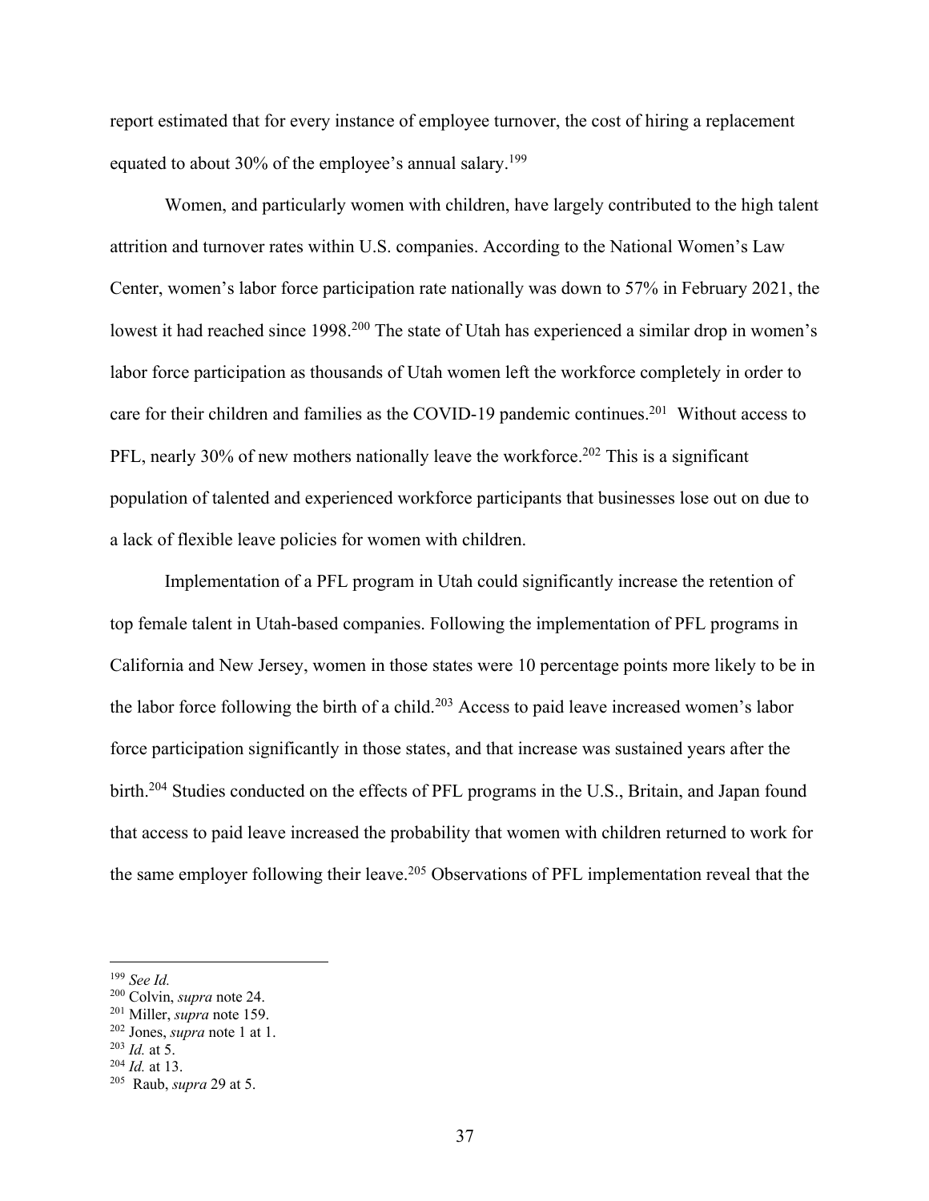report estimated that for every instance of employee turnover, the cost of hiring a replacement equated to about 30% of the employee's annual salary.[199]

Women, and particularly women with children, have largely contributed to the high talent attrition and turnover rates within U.S. companies. According to the National Women's Law Center, women's labor force participation rate nationally was down to 57% in February 2021, the lowest it had reached since 1998.[200] The state of Utah has experienced a similar drop in women's labor force participation as thousands of Utah women left the workforce completely in order to care for their children and families as the COVID-19 pandemic continues.[201] Without access to PFL, nearly 30% of new mothers nationally leave the workforce.[202] This is a significant population of talented and experienced workforce participants that businesses lose out on due to a lack of flexible leave policies for women with children.

Implementation of a PFL program in Utah could significantly increase the retention of top female talent in Utah-based companies. Following the implementation of PFL programs in California and New Jersey, women in those states were 10 percentage points more likely to be in the labor force following the birth of a child.[203] Access to paid leave increased women's labor force participation significantly in those states, and that increase was sustained years after the birth.[204] Studies conducted on the effects of PFL programs in the U.S., Britain, and Japan found that access to paid leave increased the probability that women with children returned to work for the same employer following their leave.[205] Observations of PFL implementation reveal that the

---

[199] *See Id.*
[200] Colvin, *supra* note 24.
[201] Miller, *supra* note 159.
[202] Jones, *supra* note 1 at 1.
[203] *Id.* at 5.
[204] *Id.* at 13.
[205] Raub, *supra* 29 at 5.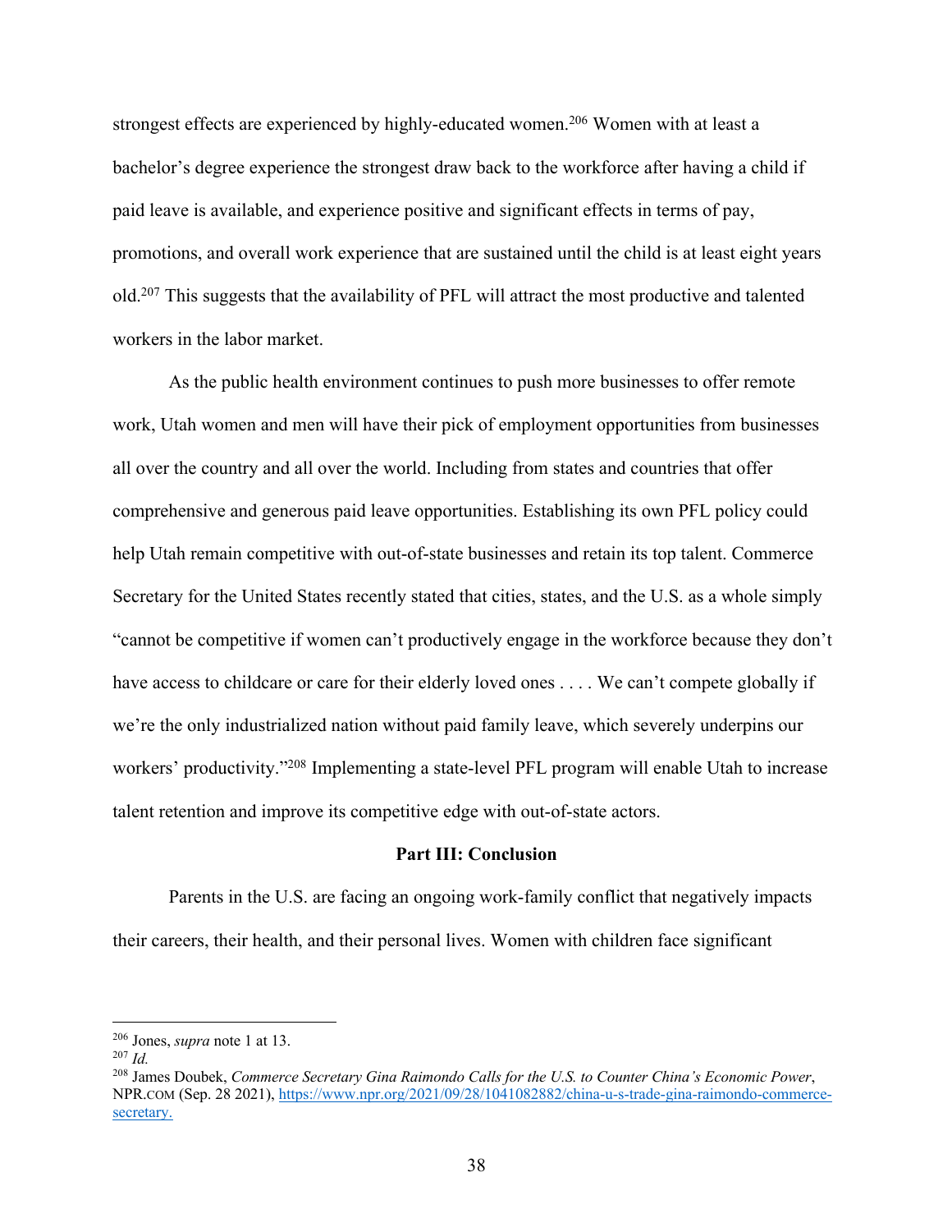strongest effects are experienced by highly-educated women.[206] Women with at least a bachelor's degree experience the strongest draw back to the workforce after having a child if paid leave is available, and experience positive and significant effects in terms of pay, promotions, and overall work experience that are sustained until the child is at least eight years old.[207] This suggests that the availability of PFL will attract the most productive and talented workers in the labor market.

As the public health environment continues to push more businesses to offer remote work, Utah women and men will have their pick of employment opportunities from businesses all over the country and all over the world. Including from states and countries that offer comprehensive and generous paid leave opportunities. Establishing its own PFL policy could help Utah remain competitive with out-of-state businesses and retain its top talent. Commerce Secretary for the United States recently stated that cities, states, and the U.S. as a whole simply "cannot be competitive if women can't productively engage in the workforce because they don't have access to childcare or care for their elderly loved ones . . . . We can't compete globally if we're the only industrialized nation without paid family leave, which severely underpins our workers' productivity."[208] Implementing a state-level PFL program will enable Utah to increase talent retention and improve its competitive edge with out-of-state actors.

## Part III: Conclusion

Parents in the U.S. are facing an ongoing work-family conflict that negatively impacts their careers, their health, and their personal lives. Women with children face significant

---

[206] Jones, *supra* note 1 at 13.

[207] *Id.*

[208] James Doubek, *Commerce Secretary Gina Raimondo Calls for the U.S. to Counter China's Economic Power*, NPR.COM (Sep. 28 2021), https://www.npr.org/2021/09/28/1041082882/china-u-s-trade-gina-raimondo-commerce-secretary.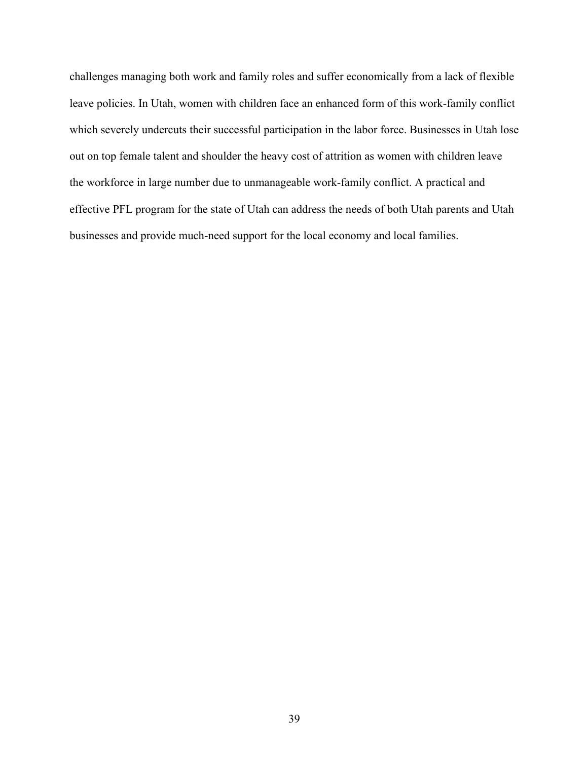challenges managing both work and family roles and suffer economically from a lack of flexible leave policies. In Utah, women with children face an enhanced form of this work-family conflict which severely undercuts their successful participation in the labor force. Businesses in Utah lose out on top female talent and shoulder the heavy cost of attrition as women with children leave the workforce in large number due to unmanageable work-family conflict. A practical and effective PFL program for the state of Utah can address the needs of both Utah parents and Utah businesses and provide much-need support for the local economy and local families.